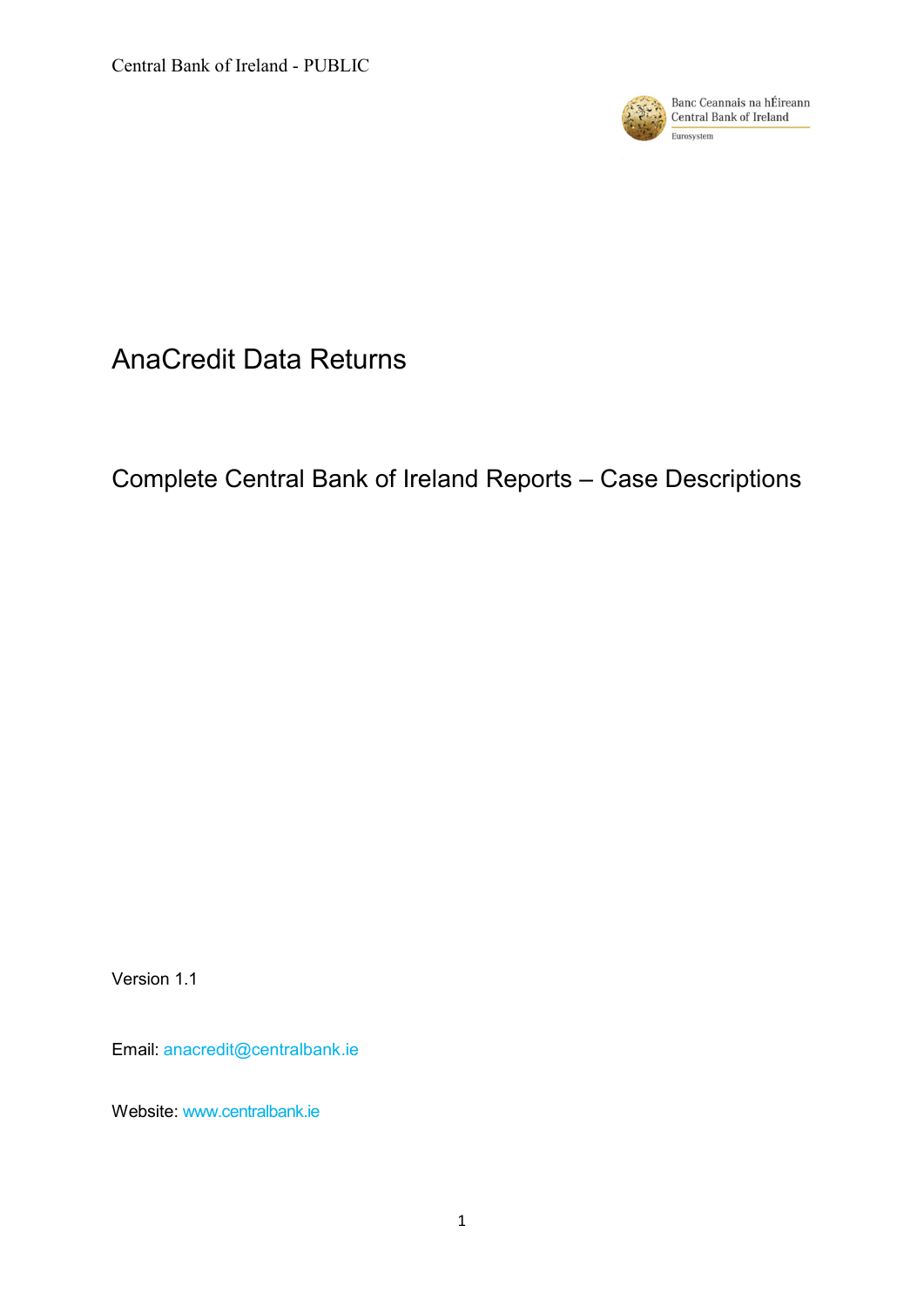# AnaCredit Data Returns

## Complete Central Bank of Ireland Reports – Case Descriptions

Version 1.1

Email: anacredit@centralbank.ie

Website: www.centralbank.ie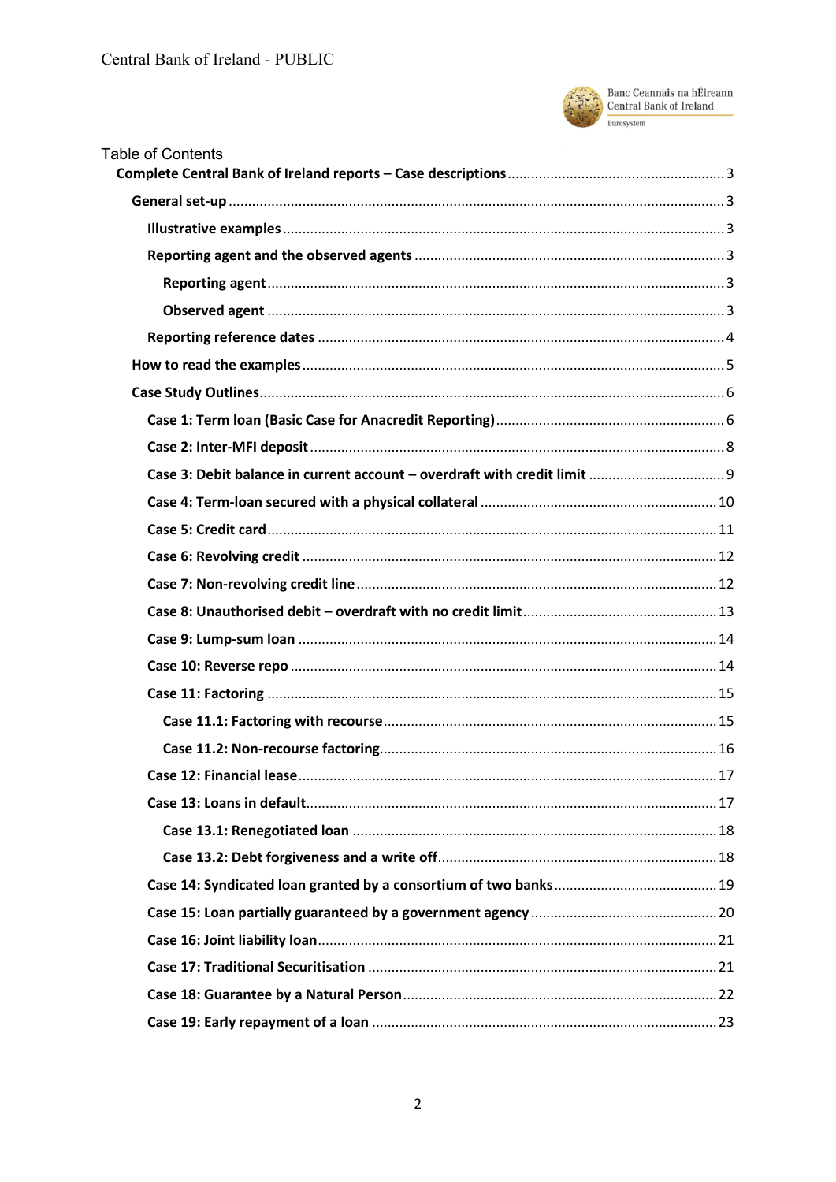# Table of Contents

**Complete Central Bank of Ireland reports – Case descriptions** ........ 3

- **General set-up** ........ 3
  - **Illustrative examples** ........ 3
  - **Reporting agent and the observed agents** ........ 3
    - **Reporting agent** ........ 3
    - **Observed agent** ........ 3
  - **Reporting reference dates** ........ 4
- **How to read the examples** ........ 5
- **Case Study Outlines** ........ 6
  - **Case 1: Term loan (Basic Case for Anacredit Reporting)** ........ 6
  - **Case 2: Inter-MFI deposit** ........ 8
  - **Case 3: Debit balance in current account – overdraft with credit limit** ........ 9
  - **Case 4: Term-loan secured with a physical collateral** ........ 10
  - **Case 5: Credit card** ........ 11
  - **Case 6: Revolving credit** ........ 12
  - **Case 7: Non-revolving credit line** ........ 12
  - **Case 8: Unauthorised debit – overdraft with no credit limit** ........ 13
  - **Case 9: Lump-sum loan** ........ 14
  - **Case 10: Reverse repo** ........ 14
  - **Case 11: Factoring** ........ 15
    - **Case 11.1: Factoring with recourse** ........ 15
    - **Case 11.2: Non-recourse factoring** ........ 16
  - **Case 12: Financial lease** ........ 17
  - **Case 13: Loans in default** ........ 17
    - **Case 13.1: Renegotiated loan** ........ 18
    - **Case 13.2: Debt forgiveness and a write off** ........ 18
  - **Case 14: Syndicated loan granted by a consortium of two banks** ........ 19
  - **Case 15: Loan partially guaranteed by a government agency** ........ 20
  - **Case 16: Joint liability loan** ........ 21
  - **Case 17: Traditional Securitisation** ........ 21
  - **Case 18: Guarantee by a Natural Person** ........ 22
  - **Case 19: Early repayment of a loan** ........ 23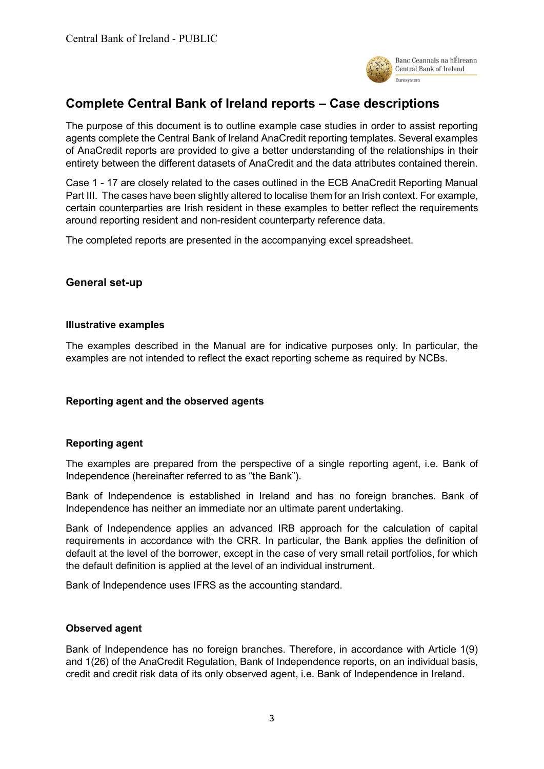# Complete Central Bank of Ireland reports – Case descriptions

The purpose of this document is to outline example case studies in order to assist reporting agents complete the Central Bank of Ireland AnaCredit reporting templates. Several examples of AnaCredit reports are provided to give a better understanding of the relationships in their entirety between the different datasets of AnaCredit and the data attributes contained therein.

Case 1 - 17 are closely related to the cases outlined in the ECB AnaCredit Reporting Manual Part III. The cases have been slightly altered to localise them for an Irish context. For example, certain counterparties are Irish resident in these examples to better reflect the requirements around reporting resident and non-resident counterparty reference data.

The completed reports are presented in the accompanying excel spreadsheet.

## General set-up

### Illustrative examples

The examples described in the Manual are for indicative purposes only. In particular, the examples are not intended to reflect the exact reporting scheme as required by NCBs.

### Reporting agent and the observed agents

### Reporting agent

The examples are prepared from the perspective of a single reporting agent, i.e. Bank of Independence (hereinafter referred to as "the Bank").

Bank of Independence is established in Ireland and has no foreign branches. Bank of Independence has neither an immediate nor an ultimate parent undertaking.

Bank of Independence applies an advanced IRB approach for the calculation of capital requirements in accordance with the CRR. In particular, the Bank applies the definition of default at the level of the borrower, except in the case of very small retail portfolios, for which the default definition is applied at the level of an individual instrument.

Bank of Independence uses IFRS as the accounting standard.

### Observed agent

Bank of Independence has no foreign branches. Therefore, in accordance with Article 1(9) and 1(26) of the AnaCredit Regulation, Bank of Independence reports, on an individual basis, credit and credit risk data of its only observed agent, i.e. Bank of Independence in Ireland.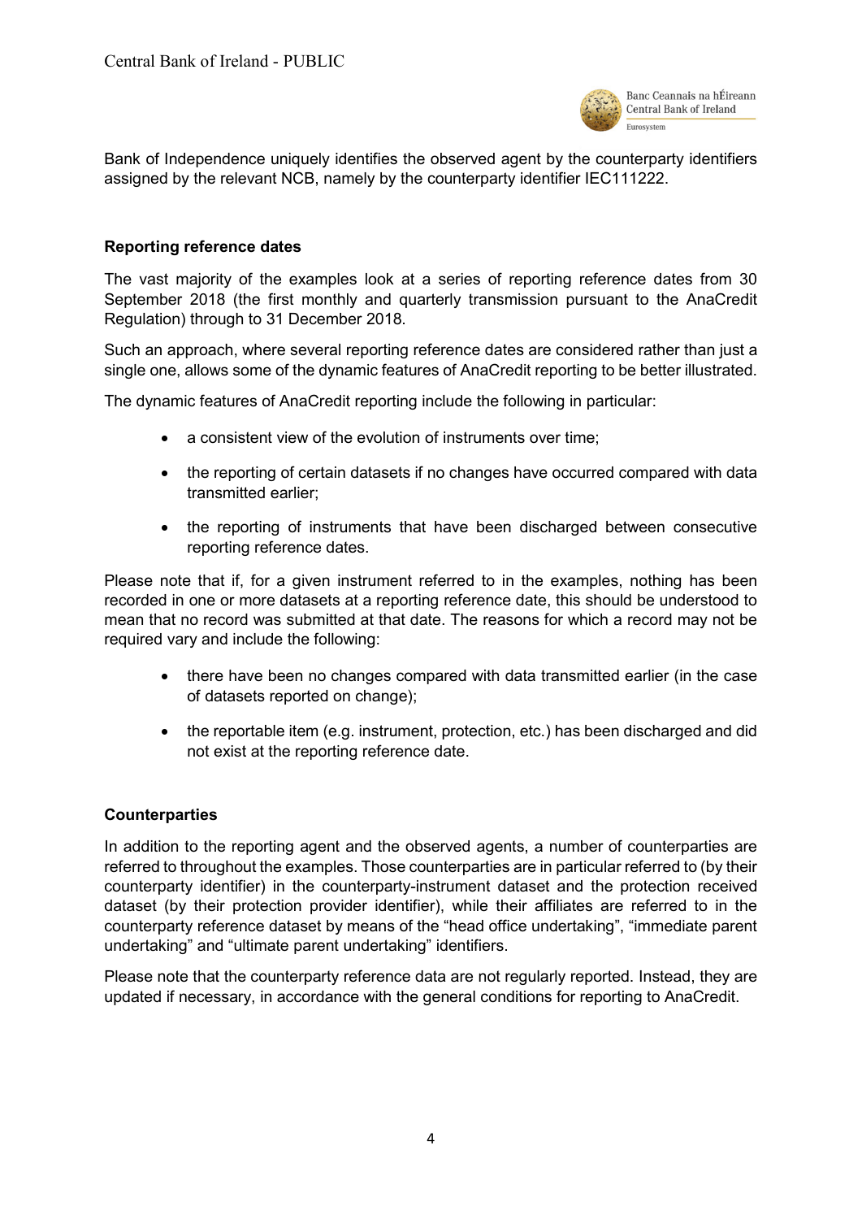Bank of Independence uniquely identifies the observed agent by the counterparty identifiers assigned by the relevant NCB, namely by the counterparty identifier IEC111222.

**Reporting reference dates**

The vast majority of the examples look at a series of reporting reference dates from 30 September 2018 (the first monthly and quarterly transmission pursuant to the AnaCredit Regulation) through to 31 December 2018.

Such an approach, where several reporting reference dates are considered rather than just a single one, allows some of the dynamic features of AnaCredit reporting to be better illustrated.

The dynamic features of AnaCredit reporting include the following in particular:

- a consistent view of the evolution of instruments over time;
- the reporting of certain datasets if no changes have occurred compared with data transmitted earlier;
- the reporting of instruments that have been discharged between consecutive reporting reference dates.

Please note that if, for a given instrument referred to in the examples, nothing has been recorded in one or more datasets at a reporting reference date, this should be understood to mean that no record was submitted at that date. The reasons for which a record may not be required vary and include the following:

- there have been no changes compared with data transmitted earlier (in the case of datasets reported on change);
- the reportable item (e.g. instrument, protection, etc.) has been discharged and did not exist at the reporting reference date.

**Counterparties**

In addition to the reporting agent and the observed agents, a number of counterparties are referred to throughout the examples. Those counterparties are in particular referred to (by their counterparty identifier) in the counterparty-instrument dataset and the protection received dataset (by their protection provider identifier), while their affiliates are referred to in the counterparty reference dataset by means of the "head office undertaking", "immediate parent undertaking" and "ultimate parent undertaking" identifiers.

Please note that the counterparty reference data are not regularly reported. Instead, they are updated if necessary, in accordance with the general conditions for reporting to AnaCredit.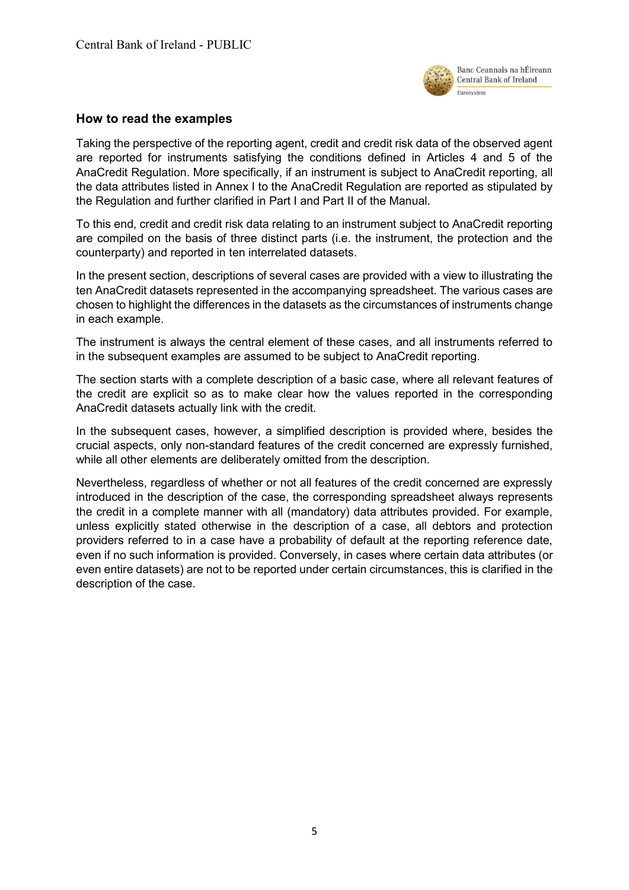## How to read the examples

Taking the perspective of the reporting agent, credit and credit risk data of the observed agent are reported for instruments satisfying the conditions defined in Articles 4 and 5 of the AnaCredit Regulation. More specifically, if an instrument is subject to AnaCredit reporting, all the data attributes listed in Annex I to the AnaCredit Regulation are reported as stipulated by the Regulation and further clarified in Part I and Part II of the Manual.

To this end, credit and credit risk data relating to an instrument subject to AnaCredit reporting are compiled on the basis of three distinct parts (i.e. the instrument, the protection and the counterparty) and reported in ten interrelated datasets.

In the present section, descriptions of several cases are provided with a view to illustrating the ten AnaCredit datasets represented in the accompanying spreadsheet. The various cases are chosen to highlight the differences in the datasets as the circumstances of instruments change in each example.

The instrument is always the central element of these cases, and all instruments referred to in the subsequent examples are assumed to be subject to AnaCredit reporting.

The section starts with a complete description of a basic case, where all relevant features of the credit are explicit so as to make clear how the values reported in the corresponding AnaCredit datasets actually link with the credit.

In the subsequent cases, however, a simplified description is provided where, besides the crucial aspects, only non-standard features of the credit concerned are expressly furnished, while all other elements are deliberately omitted from the description.

Nevertheless, regardless of whether or not all features of the credit concerned are expressly introduced in the description of the case, the corresponding spreadsheet always represents the credit in a complete manner with all (mandatory) data attributes provided. For example, unless explicitly stated otherwise in the description of a case, all debtors and protection providers referred to in a case have a probability of default at the reporting reference date, even if no such information is provided. Conversely, in cases where certain data attributes (or even entire datasets) are not to be reported under certain circumstances, this is clarified in the description of the case.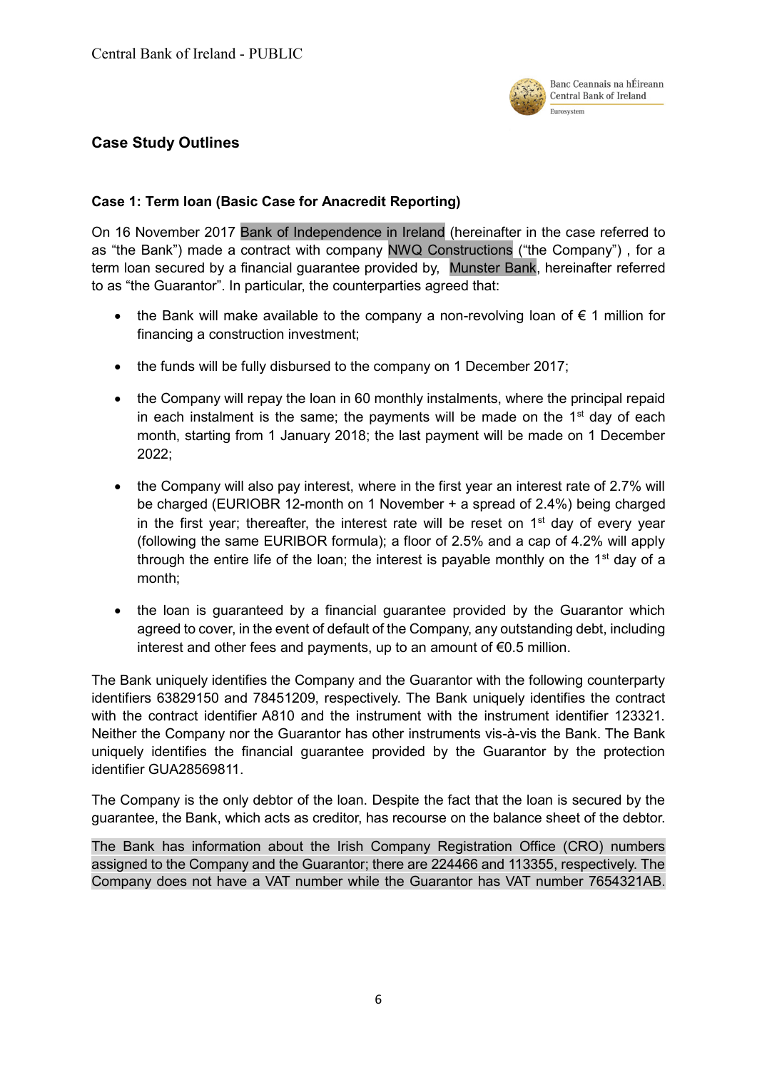## Case Study Outlines

### Case 1: Term loan (Basic Case for Anacredit Reporting)

On 16 November 2017 Bank of Independence in Ireland (hereinafter in the case referred to as "the Bank") made a contract with company NWQ Constructions ("the Company") , for a term loan secured by a financial guarantee provided by, Munster Bank, hereinafter referred to as "the Guarantor". In particular, the counterparties agreed that:

- the Bank will make available to the company a non-revolving loan of € 1 million for financing a construction investment;
- the funds will be fully disbursed to the company on 1 December 2017;
- the Company will repay the loan in 60 monthly instalments, where the principal repaid in each instalment is the same; the payments will be made on the 1st day of each month, starting from 1 January 2018; the last payment will be made on 1 December 2022;
- the Company will also pay interest, where in the first year an interest rate of 2.7% will be charged (EURIOBR 12-month on 1 November + a spread of 2.4%) being charged in the first year; thereafter, the interest rate will be reset on 1st day of every year (following the same EURIBOR formula); a floor of 2.5% and a cap of 4.2% will apply through the entire life of the loan; the interest is payable monthly on the 1st day of a month;
- the loan is guaranteed by a financial guarantee provided by the Guarantor which agreed to cover, in the event of default of the Company, any outstanding debt, including interest and other fees and payments, up to an amount of €0.5 million.

The Bank uniquely identifies the Company and the Guarantor with the following counterparty identifiers 63829150 and 78451209, respectively. The Bank uniquely identifies the contract with the contract identifier A810 and the instrument with the instrument identifier 123321. Neither the Company nor the Guarantor has other instruments vis-à-vis the Bank. The Bank uniquely identifies the financial guarantee provided by the Guarantor by the protection identifier GUA28569811.

The Company is the only debtor of the loan. Despite the fact that the loan is secured by the guarantee, the Bank, which acts as creditor, has recourse on the balance sheet of the debtor.

The Bank has information about the Irish Company Registration Office (CRO) numbers assigned to the Company and the Guarantor; there are 224466 and 113355, respectively. The Company does not have a VAT number while the Guarantor has VAT number 7654321AB.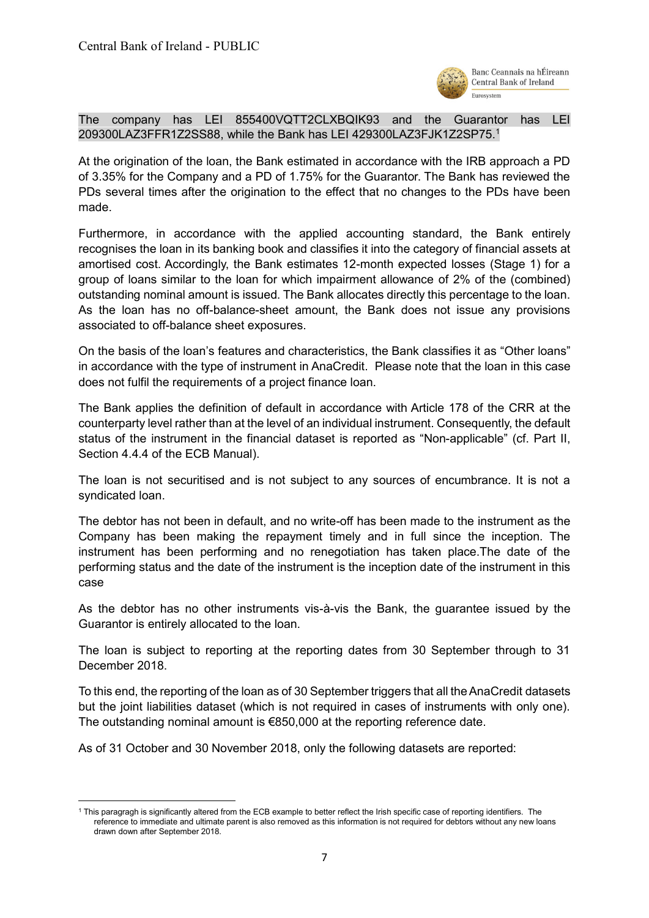The company has LEI 855400VQTT2CLXBQIK93 and the Guarantor has LEI 209300LAZ3FFR1Z2SS88, while the Bank has LEI 429300LAZ3FJK1Z2SP75.[1]

At the origination of the loan, the Bank estimated in accordance with the IRB approach a PD of 3.35% for the Company and a PD of 1.75% for the Guarantor. The Bank has reviewed the PDs several times after the origination to the effect that no changes to the PDs have been made.

Furthermore, in accordance with the applied accounting standard, the Bank entirely recognises the loan in its banking book and classifies it into the category of financial assets at amortised cost. Accordingly, the Bank estimates 12-month expected losses (Stage 1) for a group of loans similar to the loan for which impairment allowance of 2% of the (combined) outstanding nominal amount is issued. The Bank allocates directly this percentage to the loan. As the loan has no off-balance-sheet amount, the Bank does not issue any provisions associated to off-balance sheet exposures.

On the basis of the loan's features and characteristics, the Bank classifies it as "Other loans" in accordance with the type of instrument in AnaCredit. Please note that the loan in this case does not fulfil the requirements of a project finance loan.

The Bank applies the definition of default in accordance with Article 178 of the CRR at the counterparty level rather than at the level of an individual instrument. Consequently, the default status of the instrument in the financial dataset is reported as "Non-applicable" (cf. Part II, Section 4.4.4 of the ECB Manual).

The loan is not securitised and is not subject to any sources of encumbrance. It is not a syndicated loan.

The debtor has not been in default, and no write-off has been made to the instrument as the Company has been making the repayment timely and in full since the inception. The instrument has been performing and no renegotiation has taken place.The date of the performing status and the date of the instrument is the inception date of the instrument in this case

As the debtor has no other instruments vis-à-vis the Bank, the guarantee issued by the Guarantor is entirely allocated to the loan.

The loan is subject to reporting at the reporting dates from 30 September through to 31 December 2018.

To this end, the reporting of the loan as of 30 September triggers that all the AnaCredit datasets but the joint liabilities dataset (which is not required in cases of instruments with only one). The outstanding nominal amount is €850,000 at the reporting reference date.

As of 31 October and 30 November 2018, only the following datasets are reported:

---

[1] This paragragh is significantly altered from the ECB example to better reflect the Irish specific case of reporting identifiers. The reference to immediate and ultimate parent is also removed as this information is not required for debtors without any new loans drawn down after September 2018.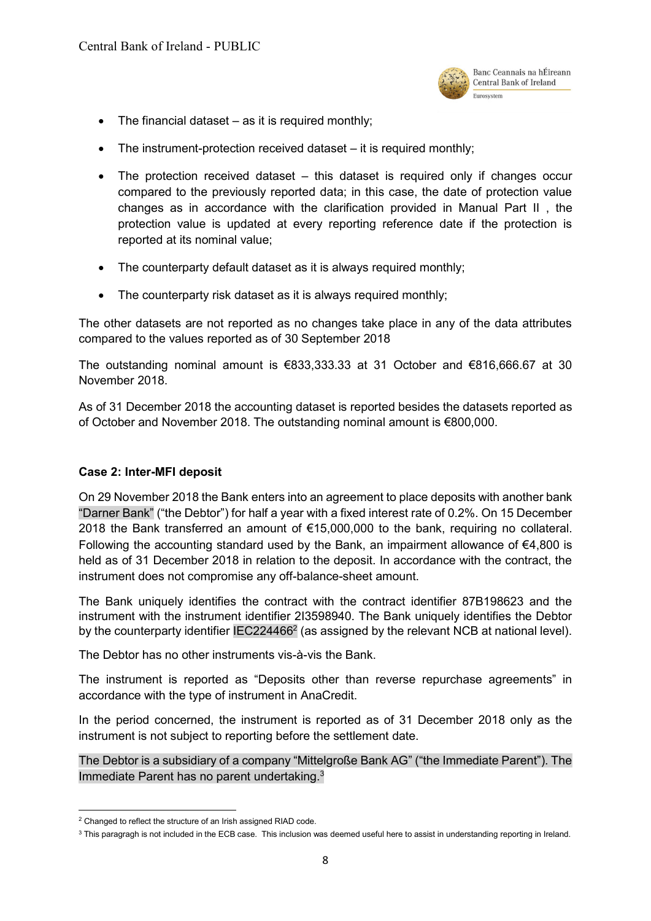- The financial dataset – as it is required monthly;
- The instrument-protection received dataset – it is required monthly;
- The protection received dataset – this dataset is required only if changes occur compared to the previously reported data; in this case, the date of protection value changes as in accordance with the clarification provided in Manual Part II , the protection value is updated at every reporting reference date if the protection is reported at its nominal value;
- The counterparty default dataset as it is always required monthly;
- The counterparty risk dataset as it is always required monthly;

The other datasets are not reported as no changes take place in any of the data attributes compared to the values reported as of 30 September 2018

The outstanding nominal amount is €833,333.33 at 31 October and €816,666.67 at 30 November 2018.

As of 31 December 2018 the accounting dataset is reported besides the datasets reported as of October and November 2018. The outstanding nominal amount is €800,000.

**Case 2: Inter-MFI deposit**

On 29 November 2018 the Bank enters into an agreement to place deposits with another bank "Darner Bank" ("the Debtor") for half a year with a fixed interest rate of 0.2%. On 15 December 2018 the Bank transferred an amount of €15,000,000 to the bank, requiring no collateral. Following the accounting standard used by the Bank, an impairment allowance of €4,800 is held as of 31 December 2018 in relation to the deposit. In accordance with the contract, the instrument does not compromise any off-balance-sheet amount.

The Bank uniquely identifies the contract with the contract identifier 87B198623 and the instrument with the instrument identifier 2I3598940. The Bank uniquely identifies the Debtor by the counterparty identifier IEC224466[2] (as assigned by the relevant NCB at national level).

The Debtor has no other instruments vis-à-vis the Bank.

The instrument is reported as "Deposits other than reverse repurchase agreements" in accordance with the type of instrument in AnaCredit.

In the period concerned, the instrument is reported as of 31 December 2018 only as the instrument is not subject to reporting before the settlement date.

The Debtor is a subsidiary of a company "Mittelgroße Bank AG" ("the Immediate Parent"). The Immediate Parent has no parent undertaking.[3]

[2] Changed to reflect the structure of an Irish assigned RIAD code.

[3] This paragragh is not included in the ECB case. This inclusion was deemed useful here to assist in understanding reporting in Ireland.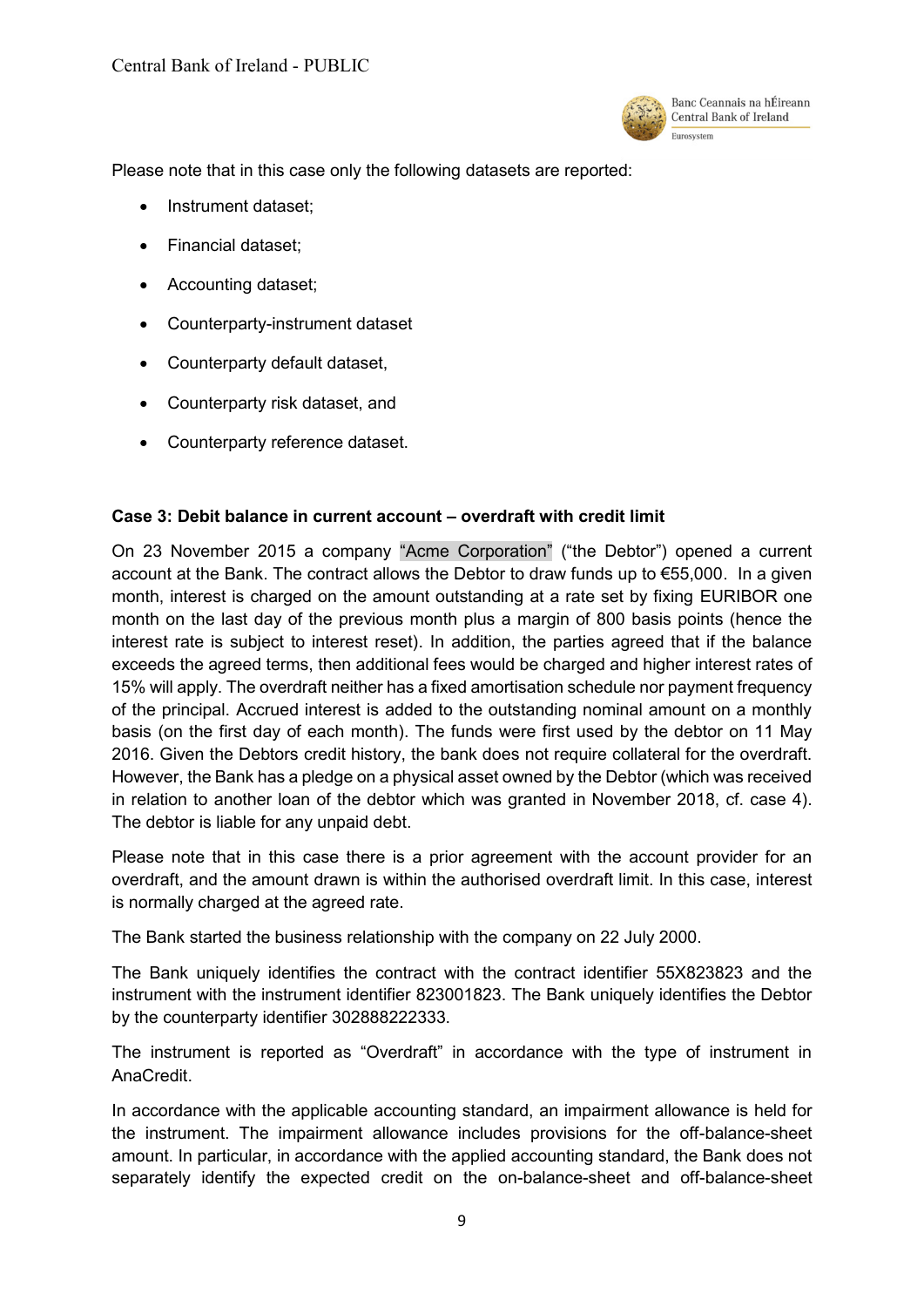Please note that in this case only the following datasets are reported:

- Instrument dataset;
- Financial dataset;
- Accounting dataset;
- Counterparty-instrument dataset
- Counterparty default dataset,
- Counterparty risk dataset, and
- Counterparty reference dataset.

**Case 3: Debit balance in current account – overdraft with credit limit**

On 23 November 2015 a company "Acme Corporation" ("the Debtor") opened a current account at the Bank. The contract allows the Debtor to draw funds up to €55,000. In a given month, interest is charged on the amount outstanding at a rate set by fixing EURIBOR one month on the last day of the previous month plus a margin of 800 basis points (hence the interest rate is subject to interest reset). In addition, the parties agreed that if the balance exceeds the agreed terms, then additional fees would be charged and higher interest rates of 15% will apply. The overdraft neither has a fixed amortisation schedule nor payment frequency of the principal. Accrued interest is added to the outstanding nominal amount on a monthly basis (on the first day of each month). The funds were first used by the debtor on 11 May 2016. Given the Debtors credit history, the bank does not require collateral for the overdraft. However, the Bank has a pledge on a physical asset owned by the Debtor (which was received in relation to another loan of the debtor which was granted in November 2018, cf. case 4). The debtor is liable for any unpaid debt.

Please note that in this case there is a prior agreement with the account provider for an overdraft, and the amount drawn is within the authorised overdraft limit. In this case, interest is normally charged at the agreed rate.

The Bank started the business relationship with the company on 22 July 2000.

The Bank uniquely identifies the contract with the contract identifier 55X823823 and the instrument with the instrument identifier 823001823. The Bank uniquely identifies the Debtor by the counterparty identifier 302888222333.

The instrument is reported as "Overdraft" in accordance with the type of instrument in AnaCredit.

In accordance with the applicable accounting standard, an impairment allowance is held for the instrument. The impairment allowance includes provisions for the off-balance-sheet amount. In particular, in accordance with the applied accounting standard, the Bank does not separately identify the expected credit on the on-balance-sheet and off-balance-sheet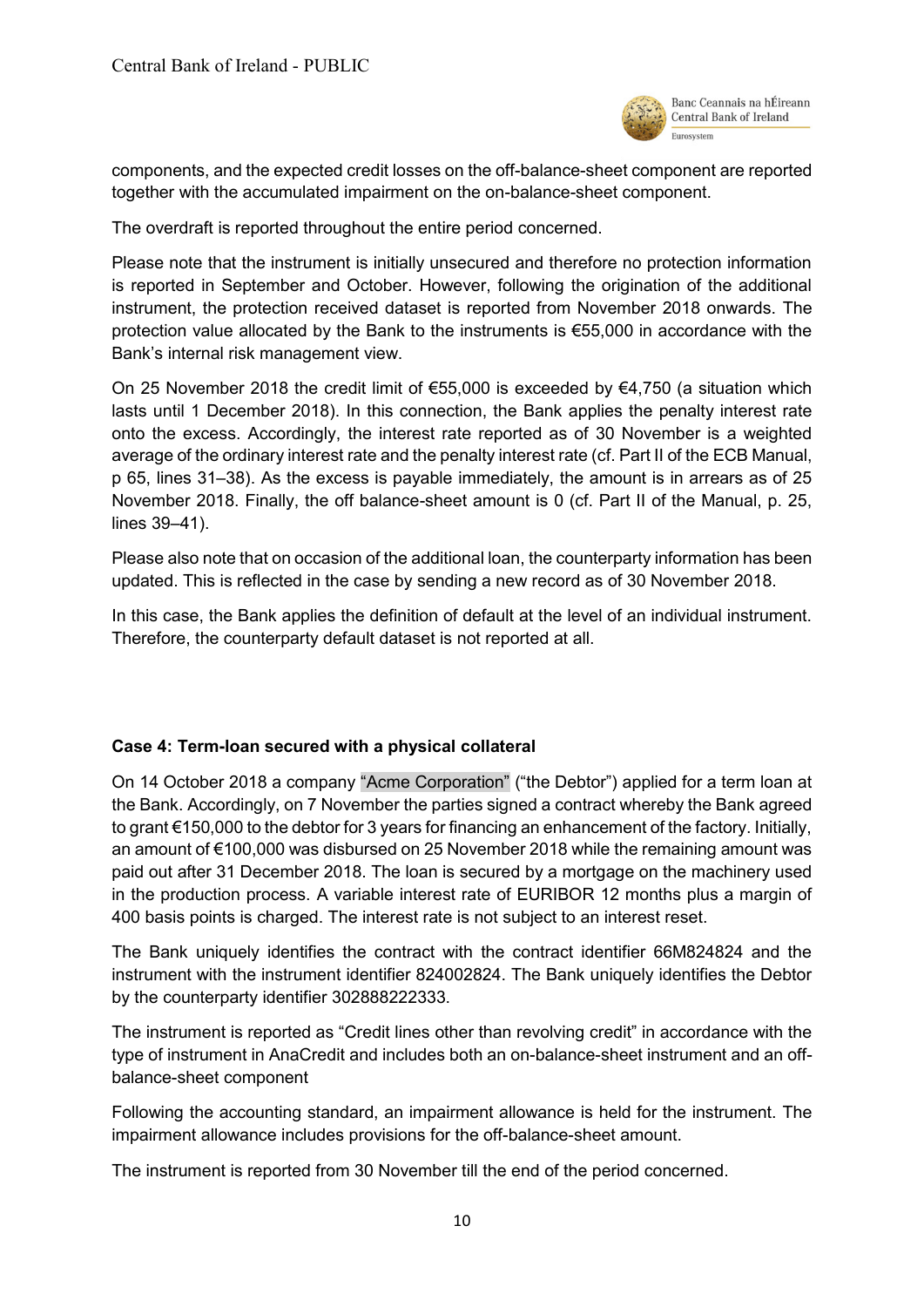components, and the expected credit losses on the off-balance-sheet component are reported together with the accumulated impairment on the on-balance-sheet component.

The overdraft is reported throughout the entire period concerned.

Please note that the instrument is initially unsecured and therefore no protection information is reported in September and October. However, following the origination of the additional instrument, the protection received dataset is reported from November 2018 onwards. The protection value allocated by the Bank to the instruments is €55,000 in accordance with the Bank's internal risk management view.

On 25 November 2018 the credit limit of €55,000 is exceeded by €4,750 (a situation which lasts until 1 December 2018). In this connection, the Bank applies the penalty interest rate onto the excess. Accordingly, the interest rate reported as of 30 November is a weighted average of the ordinary interest rate and the penalty interest rate (cf. Part II of the ECB Manual, p 65, lines 31–38). As the excess is payable immediately, the amount is in arrears as of 25 November 2018. Finally, the off balance-sheet amount is 0 (cf. Part II of the Manual, p. 25, lines 39–41).

Please also note that on occasion of the additional loan, the counterparty information has been updated. This is reflected in the case by sending a new record as of 30 November 2018.

In this case, the Bank applies the definition of default at the level of an individual instrument. Therefore, the counterparty default dataset is not reported at all.

**Case 4: Term-loan secured with a physical collateral**

On 14 October 2018 a company "Acme Corporation" ("the Debtor") applied for a term loan at the Bank. Accordingly, on 7 November the parties signed a contract whereby the Bank agreed to grant €150,000 to the debtor for 3 years for financing an enhancement of the factory. Initially, an amount of €100,000 was disbursed on 25 November 2018 while the remaining amount was paid out after 31 December 2018. The loan is secured by a mortgage on the machinery used in the production process. A variable interest rate of EURIBOR 12 months plus a margin of 400 basis points is charged. The interest rate is not subject to an interest reset.

The Bank uniquely identifies the contract with the contract identifier 66M824824 and the instrument with the instrument identifier 824002824. The Bank uniquely identifies the Debtor by the counterparty identifier 302888222333.

The instrument is reported as "Credit lines other than revolving credit" in accordance with the type of instrument in AnaCredit and includes both an on-balance-sheet instrument and an off-balance-sheet component

Following the accounting standard, an impairment allowance is held for the instrument. The impairment allowance includes provisions for the off-balance-sheet amount.

The instrument is reported from 30 November till the end of the period concerned.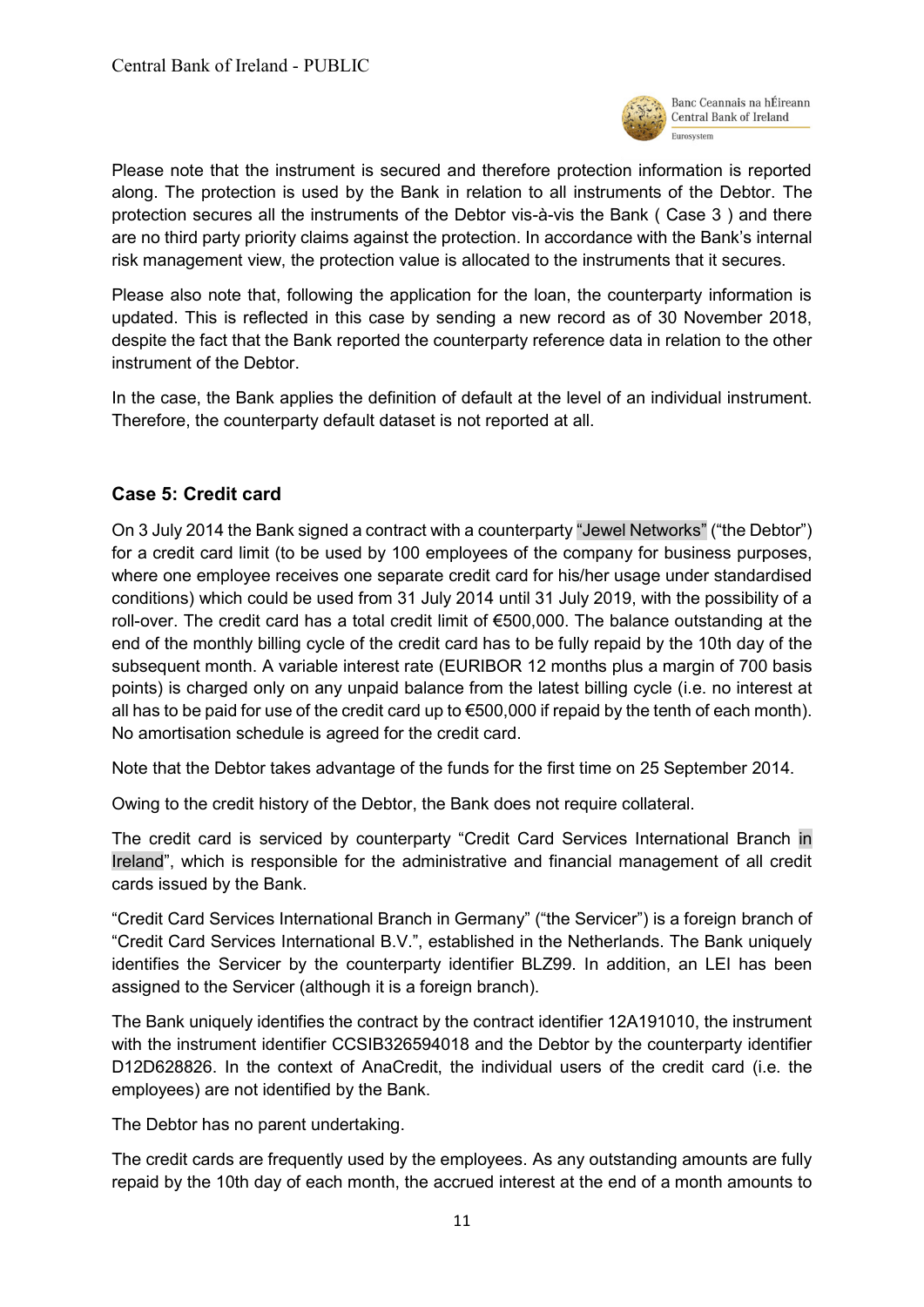Please note that the instrument is secured and therefore protection information is reported along. The protection is used by the Bank in relation to all instruments of the Debtor. The protection secures all the instruments of the Debtor vis-à-vis the Bank ( Case 3 ) and there are no third party priority claims against the protection. In accordance with the Bank's internal risk management view, the protection value is allocated to the instruments that it secures.

Please also note that, following the application for the loan, the counterparty information is updated. This is reflected in this case by sending a new record as of 30 November 2018, despite the fact that the Bank reported the counterparty reference data in relation to the other instrument of the Debtor.

In the case, the Bank applies the definition of default at the level of an individual instrument. Therefore, the counterparty default dataset is not reported at all.

### Case 5: Credit card

On 3 July 2014 the Bank signed a contract with a counterparty "Jewel Networks" ("the Debtor") for a credit card limit (to be used by 100 employees of the company for business purposes, where one employee receives one separate credit card for his/her usage under standardised conditions) which could be used from 31 July 2014 until 31 July 2019, with the possibility of a roll-over. The credit card has a total credit limit of €500,000. The balance outstanding at the end of the monthly billing cycle of the credit card has to be fully repaid by the 10th day of the subsequent month. A variable interest rate (EURIBOR 12 months plus a margin of 700 basis points) is charged only on any unpaid balance from the latest billing cycle (i.e. no interest at all has to be paid for use of the credit card up to €500,000 if repaid by the tenth of each month). No amortisation schedule is agreed for the credit card.

Note that the Debtor takes advantage of the funds for the first time on 25 September 2014.

Owing to the credit history of the Debtor, the Bank does not require collateral.

The credit card is serviced by counterparty "Credit Card Services International Branch in Ireland", which is responsible for the administrative and financial management of all credit cards issued by the Bank.

"Credit Card Services International Branch in Germany" ("the Servicer") is a foreign branch of "Credit Card Services International B.V.", established in the Netherlands. The Bank uniquely identifies the Servicer by the counterparty identifier BLZ99. In addition, an LEI has been assigned to the Servicer (although it is a foreign branch).

The Bank uniquely identifies the contract by the contract identifier 12A191010, the instrument with the instrument identifier CCSIB326594018 and the Debtor by the counterparty identifier D12D628826. In the context of AnaCredit, the individual users of the credit card (i.e. the employees) are not identified by the Bank.

The Debtor has no parent undertaking.

The credit cards are frequently used by the employees. As any outstanding amounts are fully repaid by the 10th day of each month, the accrued interest at the end of a month amounts to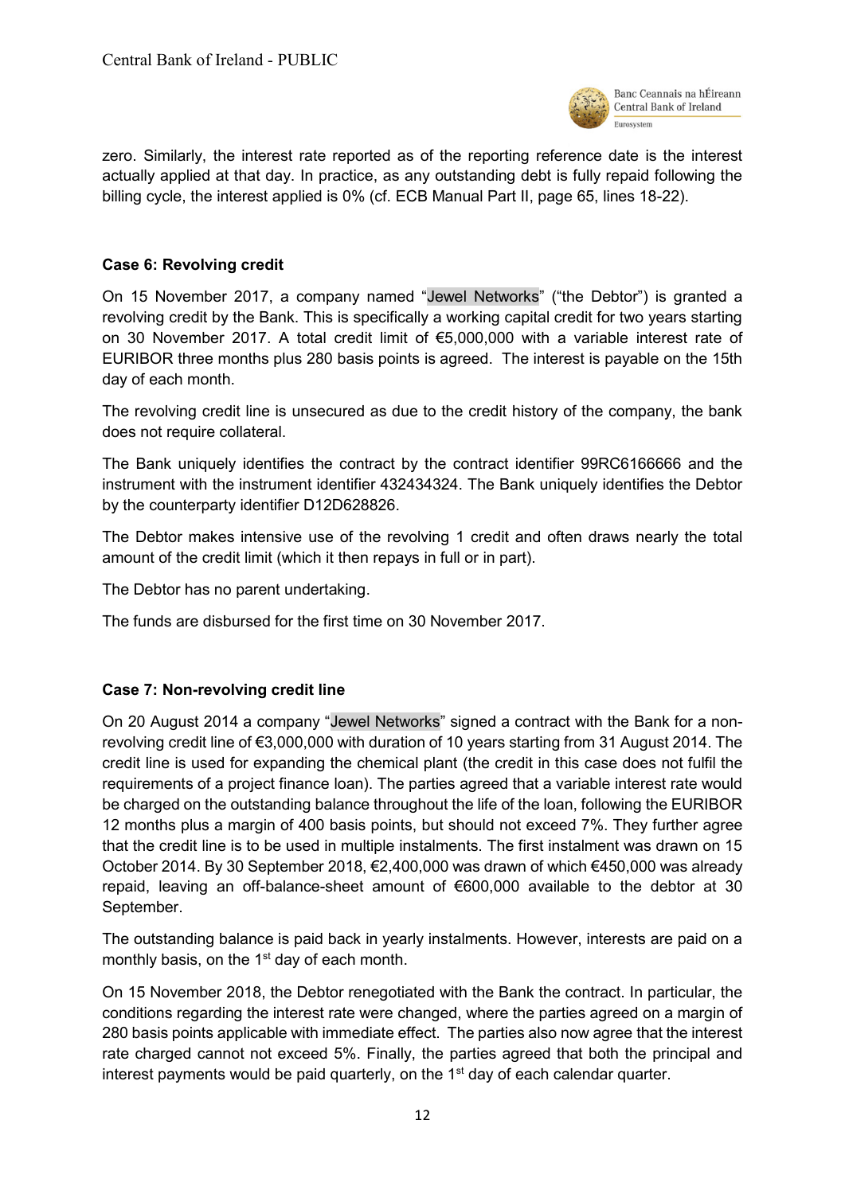zero. Similarly, the interest rate reported as of the reporting reference date is the interest actually applied at that day. In practice, as any outstanding debt is fully repaid following the billing cycle, the interest applied is 0% (cf. ECB Manual Part II, page 65, lines 18-22).

**Case 6: Revolving credit**

On 15 November 2017, a company named "Jewel Networks" ("the Debtor") is granted a revolving credit by the Bank. This is specifically a working capital credit for two years starting on 30 November 2017. A total credit limit of €5,000,000 with a variable interest rate of EURIBOR three months plus 280 basis points is agreed. The interest is payable on the 15th day of each month.

The revolving credit line is unsecured as due to the credit history of the company, the bank does not require collateral.

The Bank uniquely identifies the contract by the contract identifier 99RC6166666 and the instrument with the instrument identifier 432434324. The Bank uniquely identifies the Debtor by the counterparty identifier D12D628826.

The Debtor makes intensive use of the revolving 1 credit and often draws nearly the total amount of the credit limit (which it then repays in full or in part).

The Debtor has no parent undertaking.

The funds are disbursed for the first time on 30 November 2017.

**Case 7: Non-revolving credit line**

On 20 August 2014 a company "Jewel Networks" signed a contract with the Bank for a non-revolving credit line of €3,000,000 with duration of 10 years starting from 31 August 2014. The credit line is used for expanding the chemical plant (the credit in this case does not fulfil the requirements of a project finance loan). The parties agreed that a variable interest rate would be charged on the outstanding balance throughout the life of the loan, following the EURIBOR 12 months plus a margin of 400 basis points, but should not exceed 7%. They further agree that the credit line is to be used in multiple instalments. The first instalment was drawn on 15 October 2014. By 30 September 2018, €2,400,000 was drawn of which €450,000 was already repaid, leaving an off-balance-sheet amount of €600,000 available to the debtor at 30 September.

The outstanding balance is paid back in yearly instalments. However, interests are paid on a monthly basis, on the 1st day of each month.

On 15 November 2018, the Debtor renegotiated with the Bank the contract. In particular, the conditions regarding the interest rate were changed, where the parties agreed on a margin of 280 basis points applicable with immediate effect. The parties also now agree that the interest rate charged cannot not exceed 5%. Finally, the parties agreed that both the principal and interest payments would be paid quarterly, on the 1st day of each calendar quarter.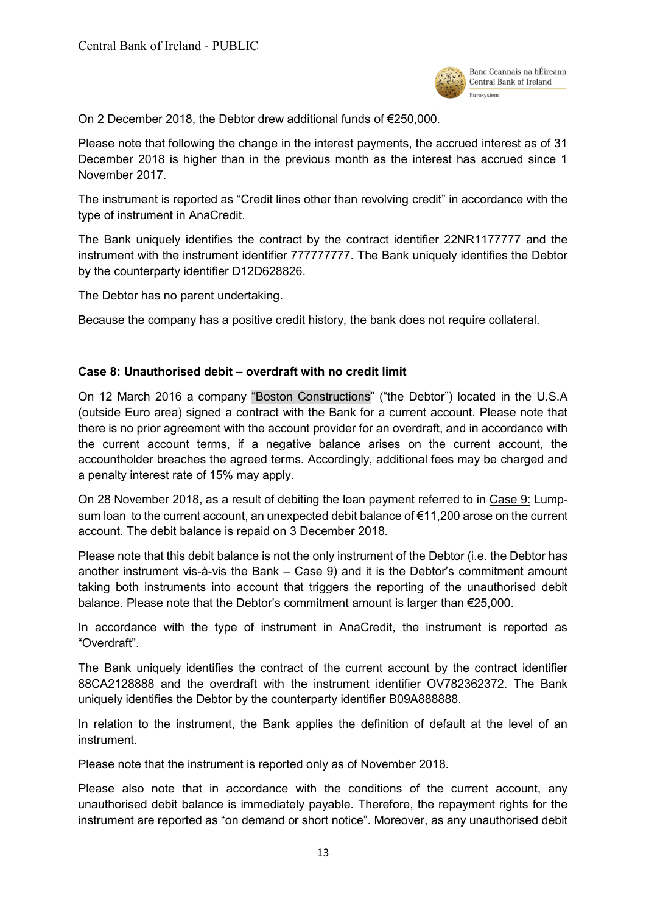On 2 December 2018, the Debtor drew additional funds of €250,000.

Please note that following the change in the interest payments, the accrued interest as of 31 December 2018 is higher than in the previous month as the interest has accrued since 1 November 2017.

The instrument is reported as "Credit lines other than revolving credit" in accordance with the type of instrument in AnaCredit.

The Bank uniquely identifies the contract by the contract identifier 22NR1177777 and the instrument with the instrument identifier 777777777. The Bank uniquely identifies the Debtor by the counterparty identifier D12D628826.

The Debtor has no parent undertaking.

Because the company has a positive credit history, the bank does not require collateral.

### Case 8: Unauthorised debit – overdraft with no credit limit

On 12 March 2016 a company "Boston Constructions" ("the Debtor") located in the U.S.A (outside Euro area) signed a contract with the Bank for a current account. Please note that there is no prior agreement with the account provider for an overdraft, and in accordance with the current account terms, if a negative balance arises on the current account, the accountholder breaches the agreed terms. Accordingly, additional fees may be charged and a penalty interest rate of 15% may apply.

On 28 November 2018, as a result of debiting the loan payment referred to in Case 9: Lump-sum loan to the current account, an unexpected debit balance of €11,200 arose on the current account. The debit balance is repaid on 3 December 2018.

Please note that this debit balance is not the only instrument of the Debtor (i.e. the Debtor has another instrument vis-à-vis the Bank – Case 9) and it is the Debtor's commitment amount taking both instruments into account that triggers the reporting of the unauthorised debit balance. Please note that the Debtor's commitment amount is larger than €25,000.

In accordance with the type of instrument in AnaCredit, the instrument is reported as "Overdraft".

The Bank uniquely identifies the contract of the current account by the contract identifier 88CA2128888 and the overdraft with the instrument identifier OV782362372. The Bank uniquely identifies the Debtor by the counterparty identifier B09A888888.

In relation to the instrument, the Bank applies the definition of default at the level of an instrument.

Please note that the instrument is reported only as of November 2018.

Please also note that in accordance with the conditions of the current account, any unauthorised debit balance is immediately payable. Therefore, the repayment rights for the instrument are reported as "on demand or short notice". Moreover, as any unauthorised debit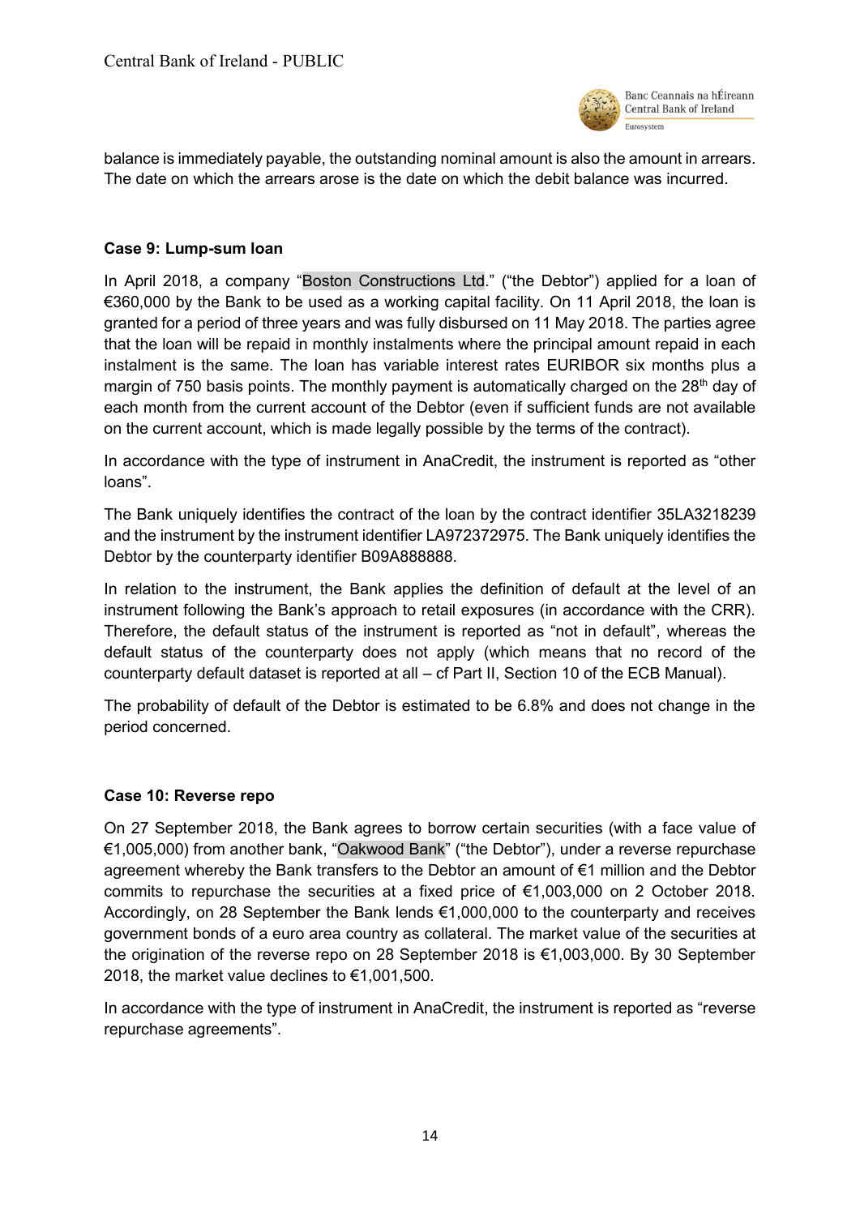balance is immediately payable, the outstanding nominal amount is also the amount in arrears. The date on which the arrears arose is the date on which the debit balance was incurred.

**Case 9: Lump-sum loan**

In April 2018, a company "Boston Constructions Ltd." ("the Debtor") applied for a loan of €360,000 by the Bank to be used as a working capital facility. On 11 April 2018, the loan is granted for a period of three years and was fully disbursed on 11 May 2018. The parties agree that the loan will be repaid in monthly instalments where the principal amount repaid in each instalment is the same. The loan has variable interest rates EURIBOR six months plus a margin of 750 basis points. The monthly payment is automatically charged on the 28th day of each month from the current account of the Debtor (even if sufficient funds are not available on the current account, which is made legally possible by the terms of the contract).

In accordance with the type of instrument in AnaCredit, the instrument is reported as "other loans".

The Bank uniquely identifies the contract of the loan by the contract identifier 35LA3218239 and the instrument by the instrument identifier LA972372975. The Bank uniquely identifies the Debtor by the counterparty identifier B09A888888.

In relation to the instrument, the Bank applies the definition of default at the level of an instrument following the Bank's approach to retail exposures (in accordance with the CRR). Therefore, the default status of the instrument is reported as "not in default", whereas the default status of the counterparty does not apply (which means that no record of the counterparty default dataset is reported at all – cf Part II, Section 10 of the ECB Manual).

The probability of default of the Debtor is estimated to be 6.8% and does not change in the period concerned.

**Case 10: Reverse repo**

On 27 September 2018, the Bank agrees to borrow certain securities (with a face value of €1,005,000) from another bank, "Oakwood Bank" ("the Debtor"), under a reverse repurchase agreement whereby the Bank transfers to the Debtor an amount of €1 million and the Debtor commits to repurchase the securities at a fixed price of €1,003,000 on 2 October 2018. Accordingly, on 28 September the Bank lends €1,000,000 to the counterparty and receives government bonds of a euro area country as collateral. The market value of the securities at the origination of the reverse repo on 28 September 2018 is €1,003,000. By 30 September 2018, the market value declines to €1,001,500.

In accordance with the type of instrument in AnaCredit, the instrument is reported as "reverse repurchase agreements".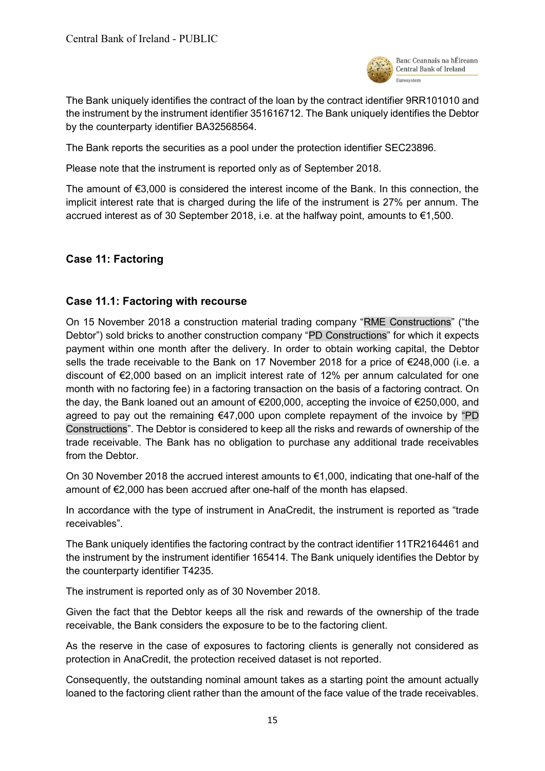The Bank uniquely identifies the contract of the loan by the contract identifier 9RR101010 and the instrument by the instrument identifier 351616712. The Bank uniquely identifies the Debtor by the counterparty identifier BA32568564.

The Bank reports the securities as a pool under the protection identifier SEC23896.

Please note that the instrument is reported only as of September 2018.

The amount of €3,000 is considered the interest income of the Bank. In this connection, the implicit interest rate that is charged during the life of the instrument is 27% per annum. The accrued interest as of 30 September 2018, i.e. at the halfway point, amounts to €1,500.

## Case 11: Factoring

### Case 11.1: Factoring with recourse

On 15 November 2018 a construction material trading company "RME Constructions" ("the Debtor") sold bricks to another construction company "PD Constructions" for which it expects payment within one month after the delivery. In order to obtain working capital, the Debtor sells the trade receivable to the Bank on 17 November 2018 for a price of €248,000 (i.e. a discount of €2,000 based on an implicit interest rate of 12% per annum calculated for one month with no factoring fee) in a factoring transaction on the basis of a factoring contract. On the day, the Bank loaned out an amount of €200,000, accepting the invoice of €250,000, and agreed to pay out the remaining €47,000 upon complete repayment of the invoice by "PD Constructions". The Debtor is considered to keep all the risks and rewards of ownership of the trade receivable. The Bank has no obligation to purchase any additional trade receivables from the Debtor.

On 30 November 2018 the accrued interest amounts to €1,000, indicating that one-half of the amount of €2,000 has been accrued after one-half of the month has elapsed.

In accordance with the type of instrument in AnaCredit, the instrument is reported as "trade receivables".

The Bank uniquely identifies the factoring contract by the contract identifier 11TR2164461 and the instrument by the instrument identifier 165414. The Bank uniquely identifies the Debtor by the counterparty identifier T4235.

The instrument is reported only as of 30 November 2018.

Given the fact that the Debtor keeps all the risk and rewards of the ownership of the trade receivable, the Bank considers the exposure to be to the factoring client.

As the reserve in the case of exposures to factoring clients is generally not considered as protection in AnaCredit, the protection received dataset is not reported.

Consequently, the outstanding nominal amount takes as a starting point the amount actually loaned to the factoring client rather than the amount of the face value of the trade receivables.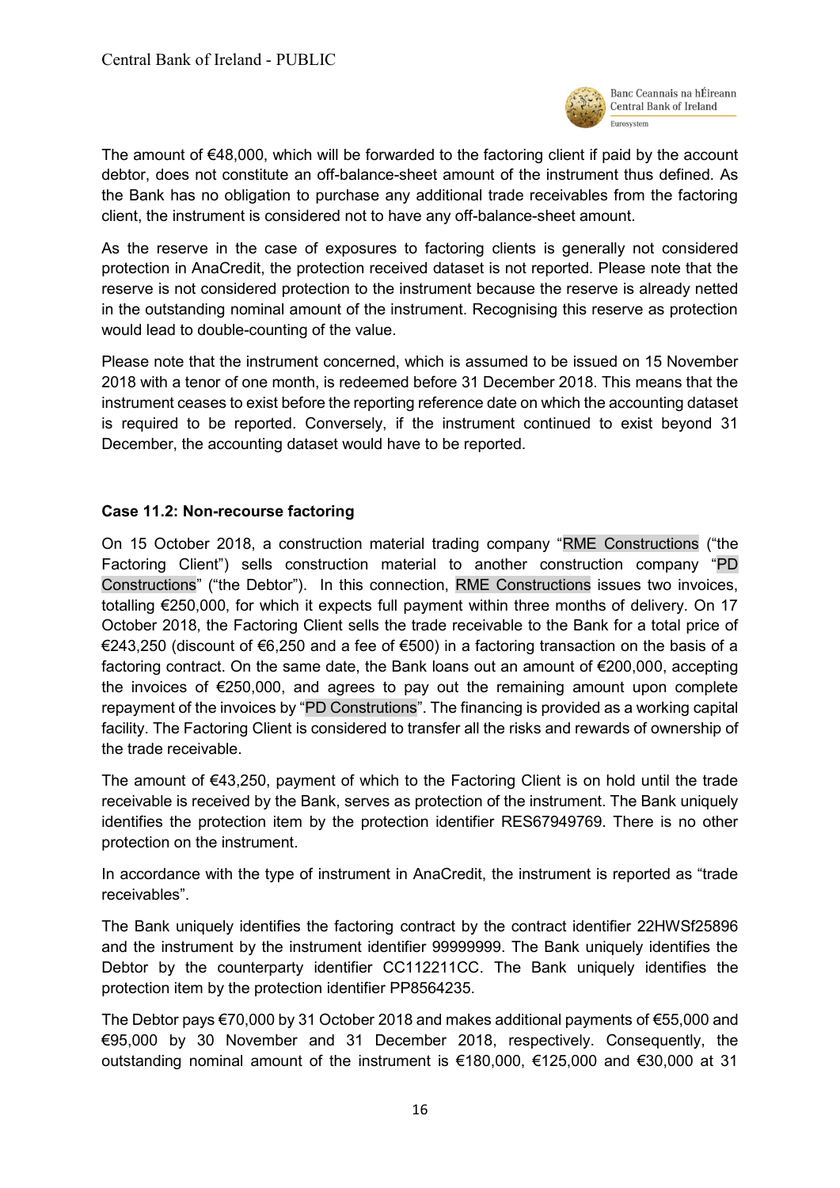The amount of €48,000, which will be forwarded to the factoring client if paid by the account debtor, does not constitute an off-balance-sheet amount of the instrument thus defined. As the Bank has no obligation to purchase any additional trade receivables from the factoring client, the instrument is considered not to have any off-balance-sheet amount.

As the reserve in the case of exposures to factoring clients is generally not considered protection in AnaCredit, the protection received dataset is not reported. Please note that the reserve is not considered protection to the instrument because the reserve is already netted in the outstanding nominal amount of the instrument. Recognising this reserve as protection would lead to double-counting of the value.

Please note that the instrument concerned, which is assumed to be issued on 15 November 2018 with a tenor of one month, is redeemed before 31 December 2018. This means that the instrument ceases to exist before the reporting reference date on which the accounting dataset is required to be reported. Conversely, if the instrument continued to exist beyond 31 December, the accounting dataset would have to be reported.

**Case 11.2: Non-recourse factoring**

On 15 October 2018, a construction material trading company "RME Constructions ("the Factoring Client") sells construction material to another construction company "PD Constructions" ("the Debtor"). In this connection, RME Constructions issues two invoices, totalling €250,000, for which it expects full payment within three months of delivery. On 17 October 2018, the Factoring Client sells the trade receivable to the Bank for a total price of €243,250 (discount of €6,250 and a fee of €500) in a factoring transaction on the basis of a factoring contract. On the same date, the Bank loans out an amount of €200,000, accepting the invoices of €250,000, and agrees to pay out the remaining amount upon complete repayment of the invoices by "PD Construtions". The financing is provided as a working capital facility. The Factoring Client is considered to transfer all the risks and rewards of ownership of the trade receivable.

The amount of €43,250, payment of which to the Factoring Client is on hold until the trade receivable is received by the Bank, serves as protection of the instrument. The Bank uniquely identifies the protection item by the protection identifier RES67949769. There is no other protection on the instrument.

In accordance with the type of instrument in AnaCredit, the instrument is reported as "trade receivables".

The Bank uniquely identifies the factoring contract by the contract identifier 22HWSf25896 and the instrument by the instrument identifier 99999999. The Bank uniquely identifies the Debtor by the counterparty identifier CC112211CC. The Bank uniquely identifies the protection item by the protection identifier PP8564235.

The Debtor pays €70,000 by 31 October 2018 and makes additional payments of €55,000 and €95,000 by 30 November and 31 December 2018, respectively. Consequently, the outstanding nominal amount of the instrument is €180,000, €125,000 and €30,000 at 31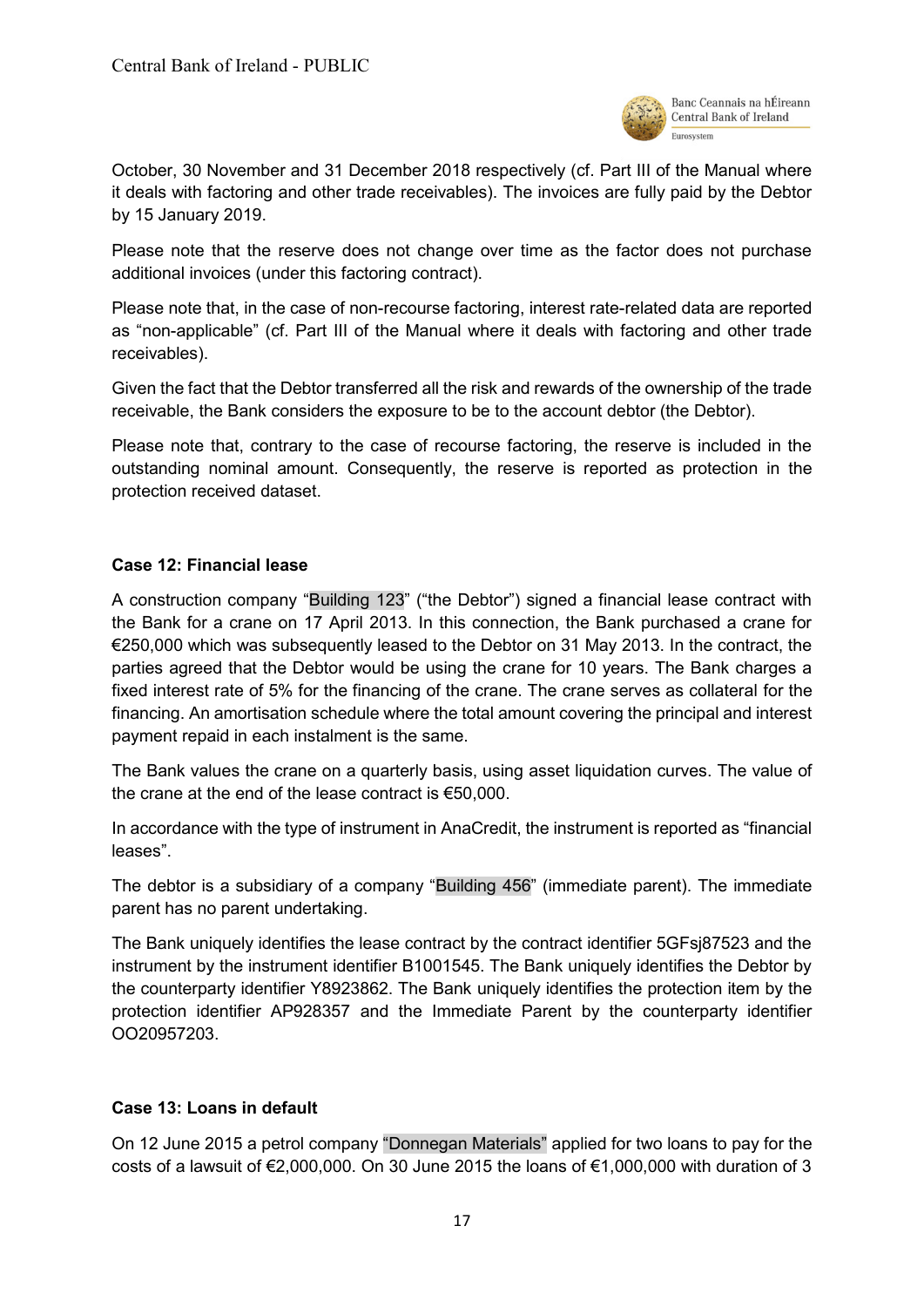October, 30 November and 31 December 2018 respectively (cf. Part III of the Manual where it deals with factoring and other trade receivables). The invoices are fully paid by the Debtor by 15 January 2019.

Please note that the reserve does not change over time as the factor does not purchase additional invoices (under this factoring contract).

Please note that, in the case of non-recourse factoring, interest rate-related data are reported as "non-applicable" (cf. Part III of the Manual where it deals with factoring and other trade receivables).

Given the fact that the Debtor transferred all the risk and rewards of the ownership of the trade receivable, the Bank considers the exposure to be to the account debtor (the Debtor).

Please note that, contrary to the case of recourse factoring, the reserve is included in the outstanding nominal amount. Consequently, the reserve is reported as protection in the protection received dataset.

**Case 12: Financial lease**

A construction company "Building 123" ("the Debtor") signed a financial lease contract with the Bank for a crane on 17 April 2013. In this connection, the Bank purchased a crane for €250,000 which was subsequently leased to the Debtor on 31 May 2013. In the contract, the parties agreed that the Debtor would be using the crane for 10 years. The Bank charges a fixed interest rate of 5% for the financing of the crane. The crane serves as collateral for the financing. An amortisation schedule where the total amount covering the principal and interest payment repaid in each instalment is the same.

The Bank values the crane on a quarterly basis, using asset liquidation curves. The value of the crane at the end of the lease contract is €50,000.

In accordance with the type of instrument in AnaCredit, the instrument is reported as "financial leases".

The debtor is a subsidiary of a company "Building 456" (immediate parent). The immediate parent has no parent undertaking.

The Bank uniquely identifies the lease contract by the contract identifier 5GFsj87523 and the instrument by the instrument identifier B1001545. The Bank uniquely identifies the Debtor by the counterparty identifier Y8923862. The Bank uniquely identifies the protection item by the protection identifier AP928357 and the Immediate Parent by the counterparty identifier OO20957203.

**Case 13: Loans in default**

On 12 June 2015 a petrol company "Donnegan Materials" applied for two loans to pay for the costs of a lawsuit of €2,000,000. On 30 June 2015 the loans of €1,000,000 with duration of 3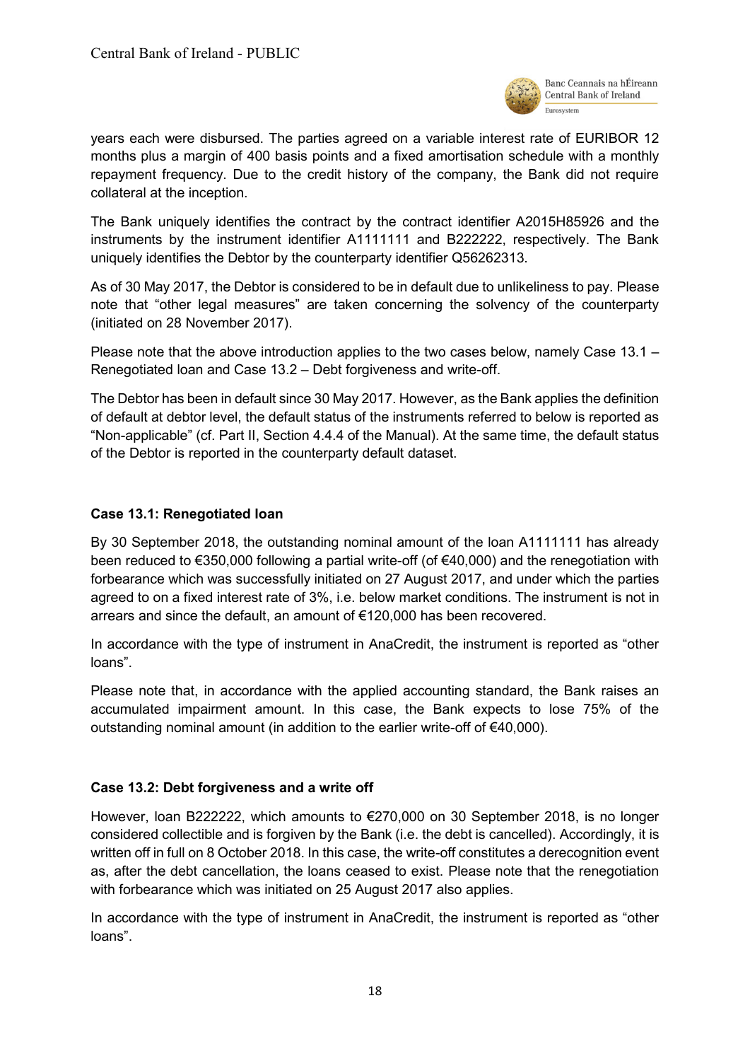years each were disbursed. The parties agreed on a variable interest rate of EURIBOR 12 months plus a margin of 400 basis points and a fixed amortisation schedule with a monthly repayment frequency. Due to the credit history of the company, the Bank did not require collateral at the inception.

The Bank uniquely identifies the contract by the contract identifier A2015H85926 and the instruments by the instrument identifier A1111111 and B222222, respectively. The Bank uniquely identifies the Debtor by the counterparty identifier Q56262313.

As of 30 May 2017, the Debtor is considered to be in default due to unlikeliness to pay. Please note that "other legal measures" are taken concerning the solvency of the counterparty (initiated on 28 November 2017).

Please note that the above introduction applies to the two cases below, namely Case 13.1 – Renegotiated loan and Case 13.2 – Debt forgiveness and write-off.

The Debtor has been in default since 30 May 2017. However, as the Bank applies the definition of default at debtor level, the default status of the instruments referred to below is reported as "Non-applicable" (cf. Part II, Section 4.4.4 of the Manual). At the same time, the default status of the Debtor is reported in the counterparty default dataset.

**Case 13.1: Renegotiated loan**

By 30 September 2018, the outstanding nominal amount of the loan A1111111 has already been reduced to €350,000 following a partial write-off (of €40,000) and the renegotiation with forbearance which was successfully initiated on 27 August 2017, and under which the parties agreed to on a fixed interest rate of 3%, i.e. below market conditions. The instrument is not in arrears and since the default, an amount of €120,000 has been recovered.

In accordance with the type of instrument in AnaCredit, the instrument is reported as "other loans".

Please note that, in accordance with the applied accounting standard, the Bank raises an accumulated impairment amount. In this case, the Bank expects to lose 75% of the outstanding nominal amount (in addition to the earlier write-off of €40,000).

**Case 13.2: Debt forgiveness and a write off**

However, loan B222222, which amounts to €270,000 on 30 September 2018, is no longer considered collectible and is forgiven by the Bank (i.e. the debt is cancelled). Accordingly, it is written off in full on 8 October 2018. In this case, the write-off constitutes a derecognition event as, after the debt cancellation, the loans ceased to exist. Please note that the renegotiation with forbearance which was initiated on 25 August 2017 also applies.

In accordance with the type of instrument in AnaCredit, the instrument is reported as "other loans".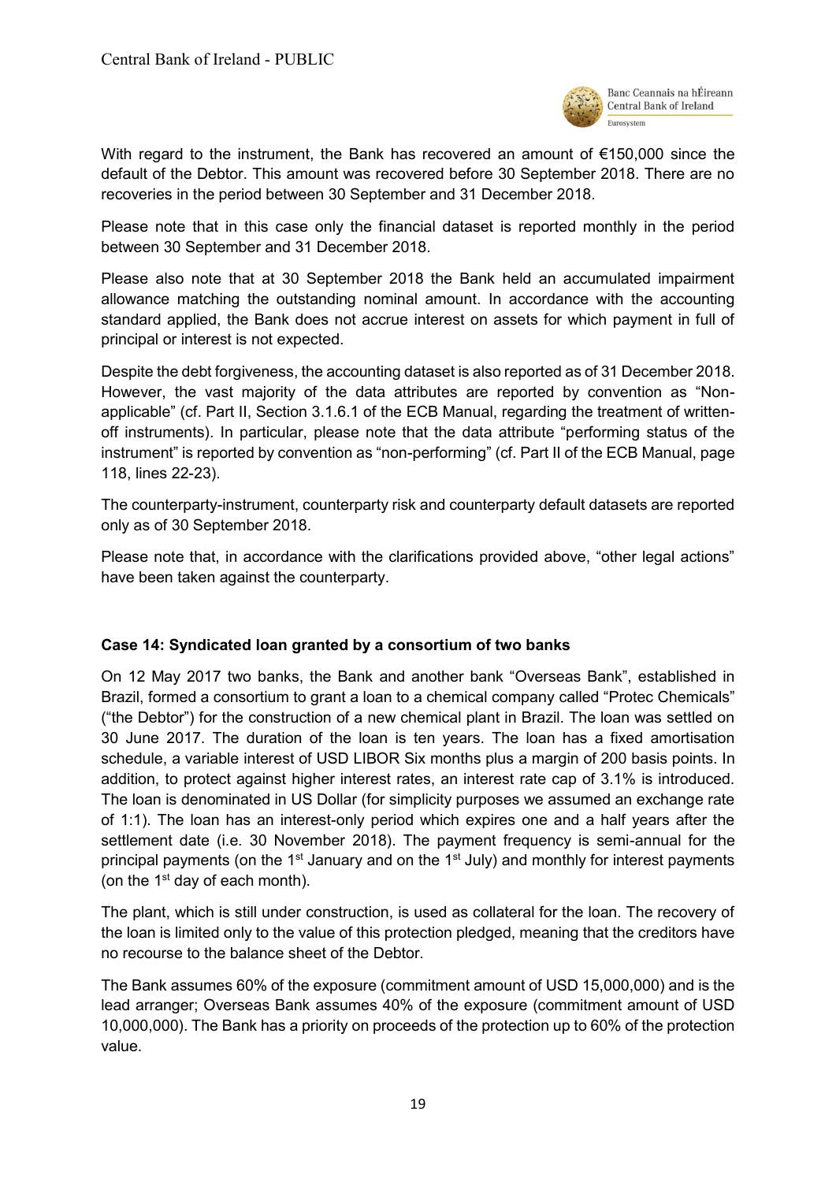With regard to the instrument, the Bank has recovered an amount of €150,000 since the default of the Debtor. This amount was recovered before 30 September 2018. There are no recoveries in the period between 30 September and 31 December 2018.

Please note that in this case only the financial dataset is reported monthly in the period between 30 September and 31 December 2018.

Please also note that at 30 September 2018 the Bank held an accumulated impairment allowance matching the outstanding nominal amount. In accordance with the accounting standard applied, the Bank does not accrue interest on assets for which payment in full of principal or interest is not expected.

Despite the debt forgiveness, the accounting dataset is also reported as of 31 December 2018. However, the vast majority of the data attributes are reported by convention as "Non-applicable" (cf. Part II, Section 3.1.6.1 of the ECB Manual, regarding the treatment of written-off instruments). In particular, please note that the data attribute "performing status of the instrument" is reported by convention as "non-performing" (cf. Part II of the ECB Manual, page 118, lines 22-23).

The counterparty-instrument, counterparty risk and counterparty default datasets are reported only as of 30 September 2018.

Please note that, in accordance with the clarifications provided above, "other legal actions" have been taken against the counterparty.

**Case 14: Syndicated loan granted by a consortium of two banks**

On 12 May 2017 two banks, the Bank and another bank "Overseas Bank", established in Brazil, formed a consortium to grant a loan to a chemical company called "Protec Chemicals" ("the Debtor") for the construction of a new chemical plant in Brazil. The loan was settled on 30 June 2017. The duration of the loan is ten years. The loan has a fixed amortisation schedule, a variable interest of USD LIBOR Six months plus a margin of 200 basis points. In addition, to protect against higher interest rates, an interest rate cap of 3.1% is introduced. The loan is denominated in US Dollar (for simplicity purposes we assumed an exchange rate of 1:1). The loan has an interest-only period which expires one and a half years after the settlement date (i.e. 30 November 2018). The payment frequency is semi-annual for the principal payments (on the 1st January and on the 1st July) and monthly for interest payments (on the 1st day of each month).

The plant, which is still under construction, is used as collateral for the loan. The recovery of the loan is limited only to the value of this protection pledged, meaning that the creditors have no recourse to the balance sheet of the Debtor.

The Bank assumes 60% of the exposure (commitment amount of USD 15,000,000) and is the lead arranger; Overseas Bank assumes 40% of the exposure (commitment amount of USD 10,000,000). The Bank has a priority on proceeds of the protection up to 60% of the protection value.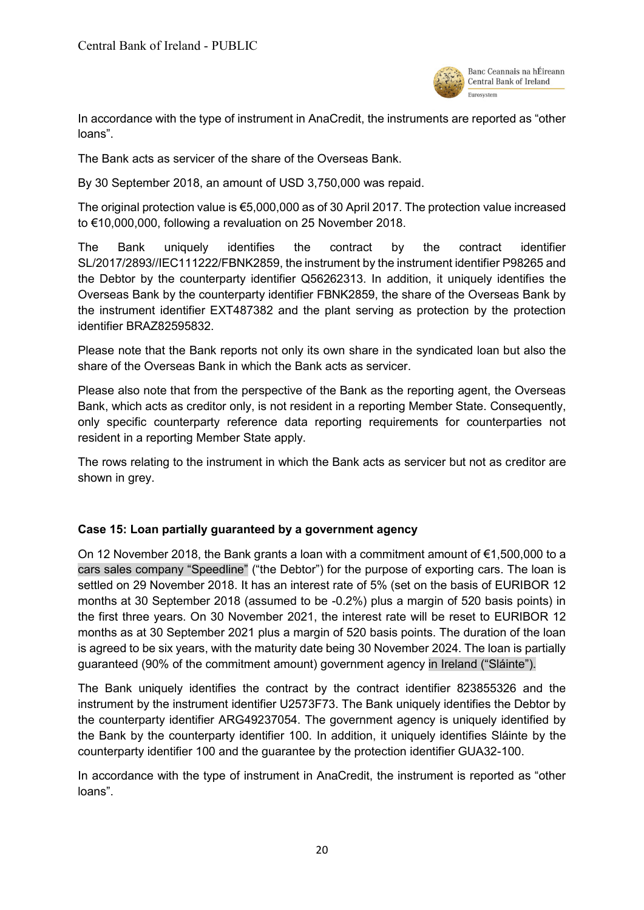In accordance with the type of instrument in AnaCredit, the instruments are reported as "other loans".

The Bank acts as servicer of the share of the Overseas Bank.

By 30 September 2018, an amount of USD 3,750,000 was repaid.

The original protection value is €5,000,000 as of 30 April 2017. The protection value increased to €10,000,000, following a revaluation on 25 November 2018.

The Bank uniquely identifies the contract by the contract identifier SL/2017/2893//IEC111222/FBNK2859, the instrument by the instrument identifier P98265 and the Debtor by the counterparty identifier Q56262313. In addition, it uniquely identifies the Overseas Bank by the counterparty identifier FBNK2859, the share of the Overseas Bank by the instrument identifier EXT487382 and the plant serving as protection by the protection identifier BRAZ82595832.

Please note that the Bank reports not only its own share in the syndicated loan but also the share of the Overseas Bank in which the Bank acts as servicer.

Please also note that from the perspective of the Bank as the reporting agent, the Overseas Bank, which acts as creditor only, is not resident in a reporting Member State. Consequently, only specific counterparty reference data reporting requirements for counterparties not resident in a reporting Member State apply.

The rows relating to the instrument in which the Bank acts as servicer but not as creditor are shown in grey.

**Case 15: Loan partially guaranteed by a government agency**

On 12 November 2018, the Bank grants a loan with a commitment amount of €1,500,000 to a cars sales company "Speedline" ("the Debtor") for the purpose of exporting cars. The loan is settled on 29 November 2018. It has an interest rate of 5% (set on the basis of EURIBOR 12 months at 30 September 2018 (assumed to be -0.2%) plus a margin of 520 basis points) in the first three years. On 30 November 2021, the interest rate will be reset to EURIBOR 12 months as at 30 September 2021 plus a margin of 520 basis points. The duration of the loan is agreed to be six years, with the maturity date being 30 November 2024. The loan is partially guaranteed (90% of the commitment amount) government agency in Ireland ("Sláinte").

The Bank uniquely identifies the contract by the contract identifier 823855326 and the instrument by the instrument identifier U2573F73. The Bank uniquely identifies the Debtor by the counterparty identifier ARG49237054. The government agency is uniquely identified by the Bank by the counterparty identifier 100. In addition, it uniquely identifies Sláinte by the counterparty identifier 100 and the guarantee by the protection identifier GUA32-100.

In accordance with the type of instrument in AnaCredit, the instrument is reported as "other loans".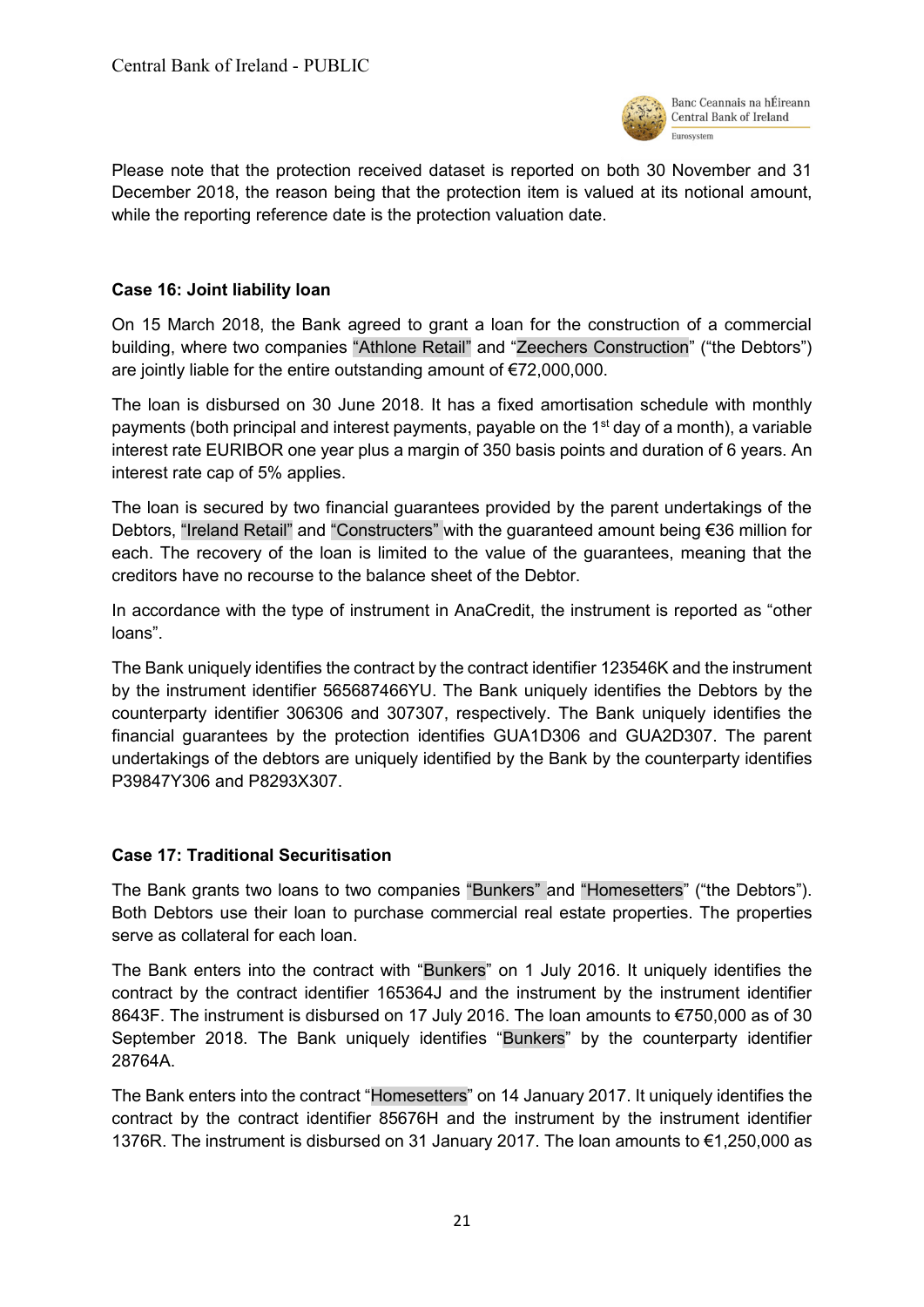Please note that the protection received dataset is reported on both 30 November and 31 December 2018, the reason being that the protection item is valued at its notional amount, while the reporting reference date is the protection valuation date.

**Case 16: Joint liability loan**

On 15 March 2018, the Bank agreed to grant a loan for the construction of a commercial building, where two companies "Athlone Retail" and "Zeechers Construction" ("the Debtors") are jointly liable for the entire outstanding amount of €72,000,000.

The loan is disbursed on 30 June 2018. It has a fixed amortisation schedule with monthly payments (both principal and interest payments, payable on the 1st day of a month), a variable interest rate EURIBOR one year plus a margin of 350 basis points and duration of 6 years. An interest rate cap of 5% applies.

The loan is secured by two financial guarantees provided by the parent undertakings of the Debtors, "Ireland Retail" and "Constructers" with the guaranteed amount being €36 million for each. The recovery of the loan is limited to the value of the guarantees, meaning that the creditors have no recourse to the balance sheet of the Debtor.

In accordance with the type of instrument in AnaCredit, the instrument is reported as "other loans".

The Bank uniquely identifies the contract by the contract identifier 123546K and the instrument by the instrument identifier 565687466YU. The Bank uniquely identifies the Debtors by the counterparty identifier 306306 and 307307, respectively. The Bank uniquely identifies the financial guarantees by the protection identifies GUA1D306 and GUA2D307. The parent undertakings of the debtors are uniquely identified by the Bank by the counterparty identifies P39847Y306 and P8293X307.

**Case 17: Traditional Securitisation**

The Bank grants two loans to two companies "Bunkers" and "Homesetters" ("the Debtors"). Both Debtors use their loan to purchase commercial real estate properties. The properties serve as collateral for each loan.

The Bank enters into the contract with "Bunkers" on 1 July 2016. It uniquely identifies the contract by the contract identifier 165364J and the instrument by the instrument identifier 8643F. The instrument is disbursed on 17 July 2016. The loan amounts to €750,000 as of 30 September 2018. The Bank uniquely identifies "Bunkers" by the counterparty identifier 28764A.

The Bank enters into the contract "Homesetters" on 14 January 2017. It uniquely identifies the contract by the contract identifier 85676H and the instrument by the instrument identifier 1376R. The instrument is disbursed on 31 January 2017. The loan amounts to €1,250,000 as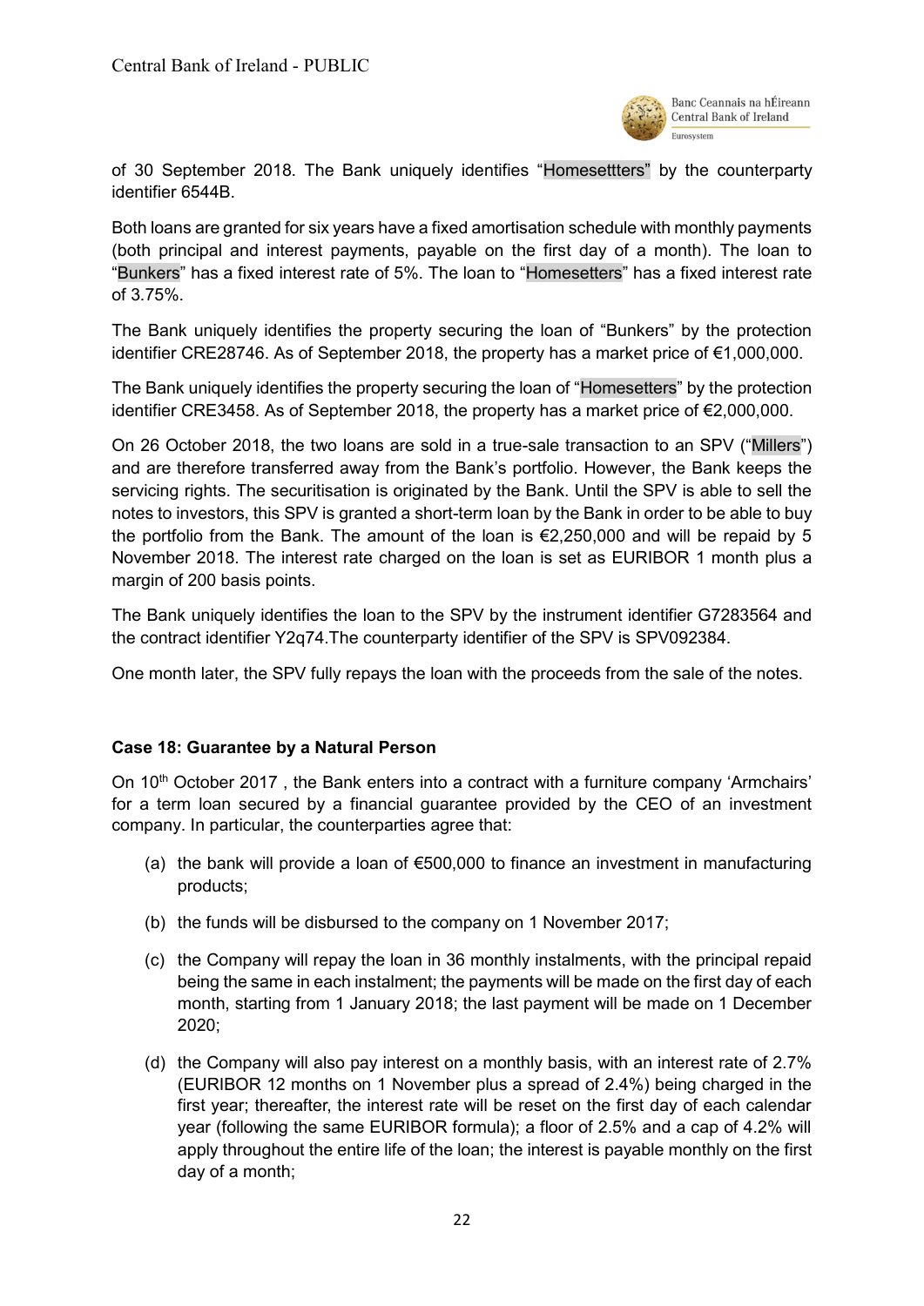of 30 September 2018. The Bank uniquely identifies "Homesettters" by the counterparty identifier 6544B.

Both loans are granted for six years have a fixed amortisation schedule with monthly payments (both principal and interest payments, payable on the first day of a month). The loan to "Bunkers" has a fixed interest rate of 5%. The loan to "Homesetters" has a fixed interest rate of 3.75%.

The Bank uniquely identifies the property securing the loan of "Bunkers" by the protection identifier CRE28746. As of September 2018, the property has a market price of €1,000,000.

The Bank uniquely identifies the property securing the loan of "Homesetters" by the protection identifier CRE3458. As of September 2018, the property has a market price of €2,000,000.

On 26 October 2018, the two loans are sold in a true-sale transaction to an SPV ("Millers") and are therefore transferred away from the Bank's portfolio. However, the Bank keeps the servicing rights. The securitisation is originated by the Bank. Until the SPV is able to sell the notes to investors, this SPV is granted a short-term loan by the Bank in order to be able to buy the portfolio from the Bank. The amount of the loan is €2,250,000 and will be repaid by 5 November 2018. The interest rate charged on the loan is set as EURIBOR 1 month plus a margin of 200 basis points.

The Bank uniquely identifies the loan to the SPV by the instrument identifier G7283564 and the contract identifier Y2q74.The counterparty identifier of the SPV is SPV092384.

One month later, the SPV fully repays the loan with the proceeds from the sale of the notes.

**Case 18: Guarantee by a Natural Person**

On 10th October 2017 , the Bank enters into a contract with a furniture company 'Armchairs' for a term loan secured by a financial guarantee provided by the CEO of an investment company. In particular, the counterparties agree that:

(a) the bank will provide a loan of €500,000 to finance an investment in manufacturing products;

(b) the funds will be disbursed to the company on 1 November 2017;

(c) the Company will repay the loan in 36 monthly instalments, with the principal repaid being the same in each instalment; the payments will be made on the first day of each month, starting from 1 January 2018; the last payment will be made on 1 December 2020;

(d) the Company will also pay interest on a monthly basis, with an interest rate of 2.7% (EURIBOR 12 months on 1 November plus a spread of 2.4%) being charged in the first year; thereafter, the interest rate will be reset on the first day of each calendar year (following the same EURIBOR formula); a floor of 2.5% and a cap of 4.2% will apply throughout the entire life of the loan; the interest is payable monthly on the first day of a month;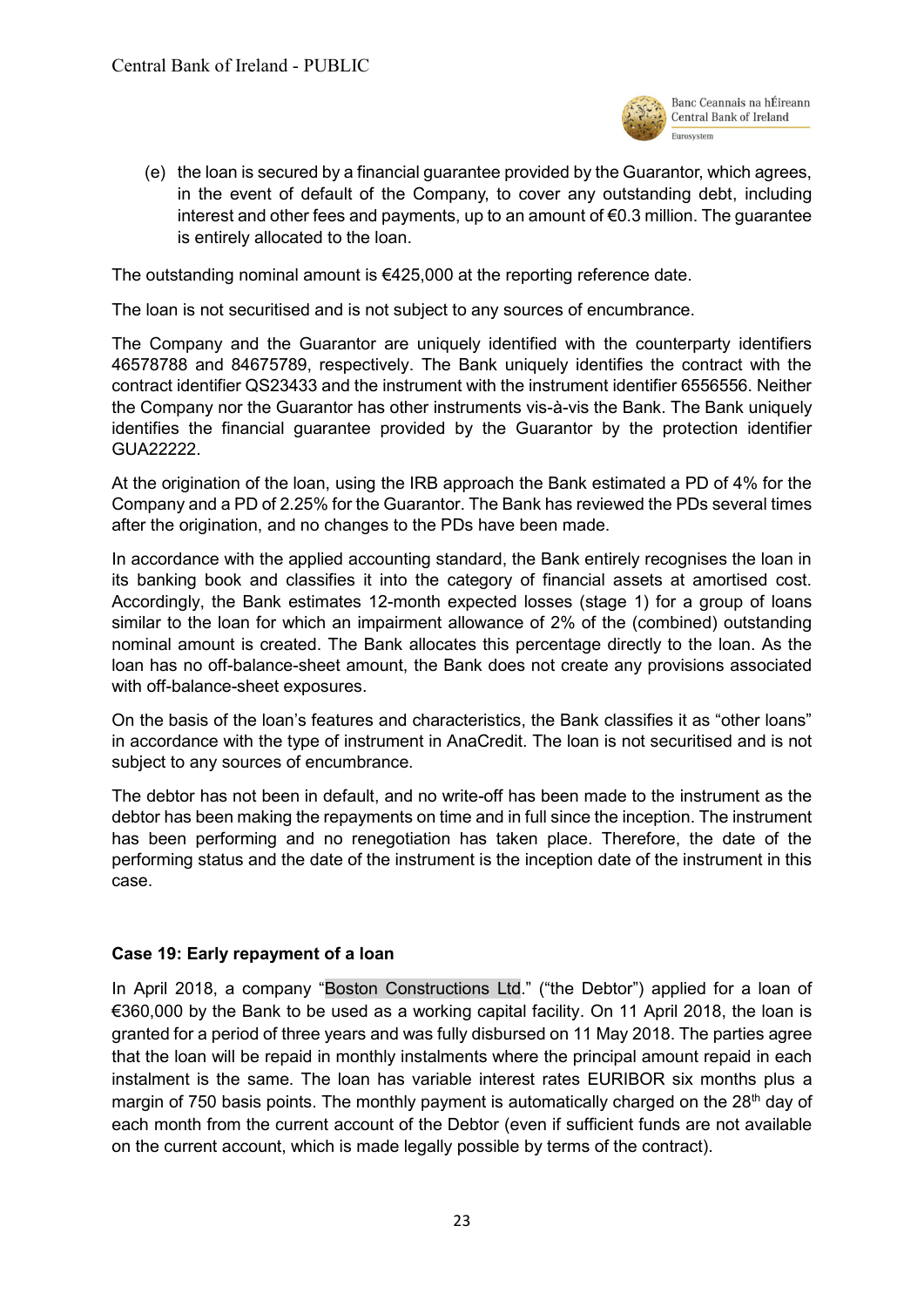(e) the loan is secured by a financial guarantee provided by the Guarantor, which agrees, in the event of default of the Company, to cover any outstanding debt, including interest and other fees and payments, up to an amount of €0.3 million. The guarantee is entirely allocated to the loan.

The outstanding nominal amount is €425,000 at the reporting reference date.

The loan is not securitised and is not subject to any sources of encumbrance.

The Company and the Guarantor are uniquely identified with the counterparty identifiers 46578788 and 84675789, respectively. The Bank uniquely identifies the contract with the contract identifier QS23433 and the instrument with the instrument identifier 6556556. Neither the Company nor the Guarantor has other instruments vis-à-vis the Bank. The Bank uniquely identifies the financial guarantee provided by the Guarantor by the protection identifier GUA22222.

At the origination of the loan, using the IRB approach the Bank estimated a PD of 4% for the Company and a PD of 2.25% for the Guarantor. The Bank has reviewed the PDs several times after the origination, and no changes to the PDs have been made.

In accordance with the applied accounting standard, the Bank entirely recognises the loan in its banking book and classifies it into the category of financial assets at amortised cost. Accordingly, the Bank estimates 12-month expected losses (stage 1) for a group of loans similar to the loan for which an impairment allowance of 2% of the (combined) outstanding nominal amount is created. The Bank allocates this percentage directly to the loan. As the loan has no off-balance-sheet amount, the Bank does not create any provisions associated with off-balance-sheet exposures.

On the basis of the loan's features and characteristics, the Bank classifies it as "other loans" in accordance with the type of instrument in AnaCredit. The loan is not securitised and is not subject to any sources of encumbrance.

The debtor has not been in default, and no write-off has been made to the instrument as the debtor has been making the repayments on time and in full since the inception. The instrument has been performing and no renegotiation has taken place. Therefore, the date of the performing status and the date of the instrument is the inception date of the instrument in this case.

**Case 19: Early repayment of a loan**

In April 2018, a company "Boston Constructions Ltd." ("the Debtor") applied for a loan of €360,000 by the Bank to be used as a working capital facility. On 11 April 2018, the loan is granted for a period of three years and was fully disbursed on 11 May 2018. The parties agree that the loan will be repaid in monthly instalments where the principal amount repaid in each instalment is the same. The loan has variable interest rates EURIBOR six months plus a margin of 750 basis points. The monthly payment is automatically charged on the 28th day of each month from the current account of the Debtor (even if sufficient funds are not available on the current account, which is made legally possible by terms of the contract).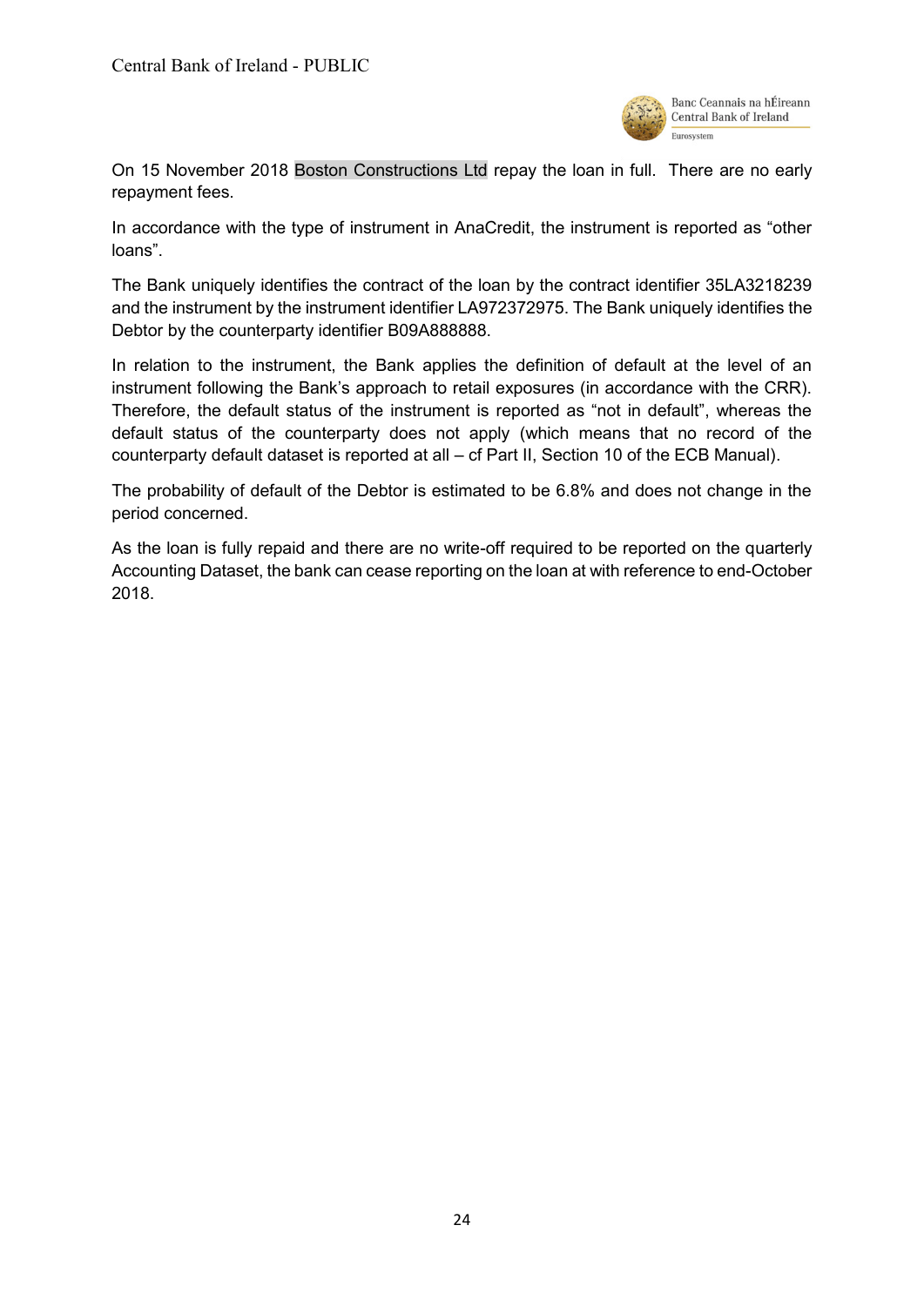On 15 November 2018 Boston Constructions Ltd repay the loan in full. There are no early repayment fees.

In accordance with the type of instrument in AnaCredit, the instrument is reported as "other loans".

The Bank uniquely identifies the contract of the loan by the contract identifier 35LA3218239 and the instrument by the instrument identifier LA972372975. The Bank uniquely identifies the Debtor by the counterparty identifier B09A888888.

In relation to the instrument, the Bank applies the definition of default at the level of an instrument following the Bank's approach to retail exposures (in accordance with the CRR). Therefore, the default status of the instrument is reported as "not in default", whereas the default status of the counterparty does not apply (which means that no record of the counterparty default dataset is reported at all – cf Part II, Section 10 of the ECB Manual).

The probability of default of the Debtor is estimated to be 6.8% and does not change in the period concerned.

As the loan is fully repaid and there are no write-off required to be reported on the quarterly Accounting Dataset, the bank can cease reporting on the loan at with reference to end-October 2018.